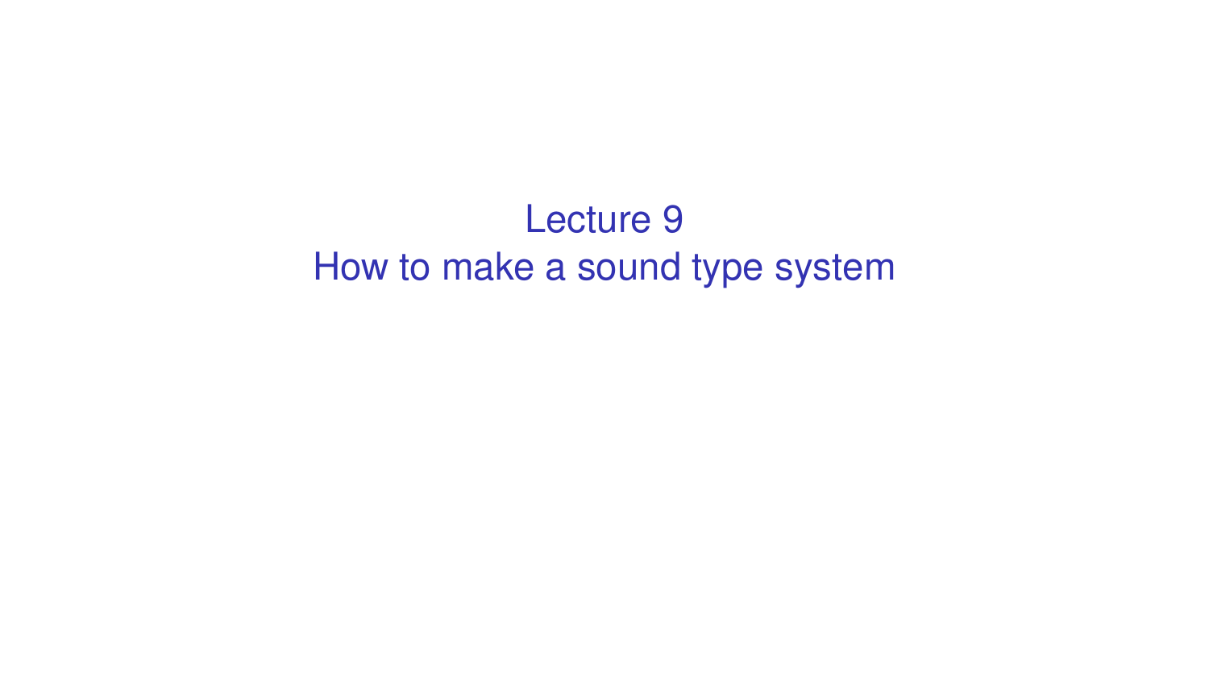# Lecture 9
# How to make a sound type system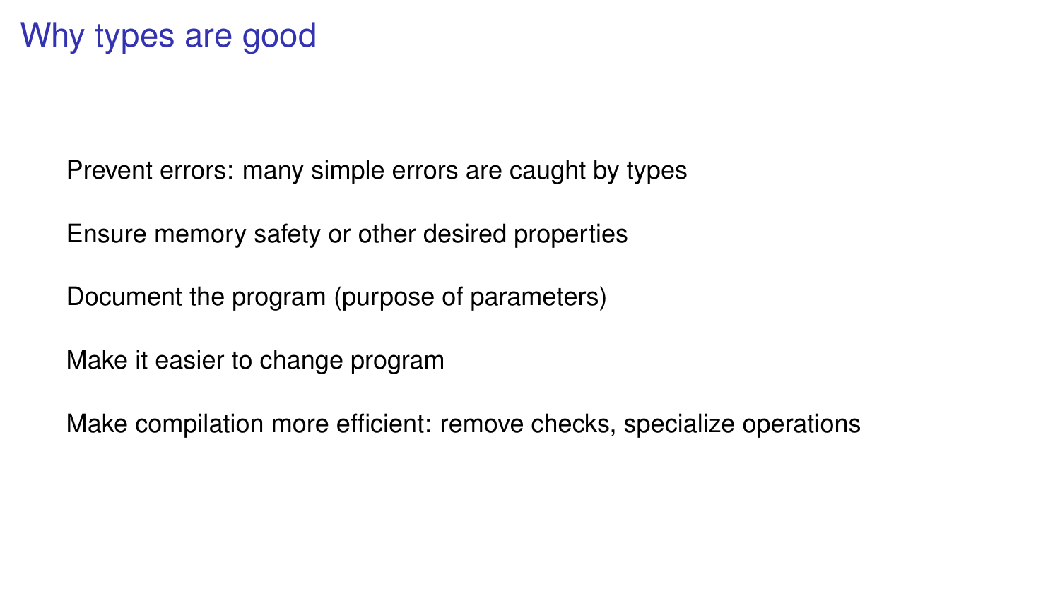# Why types are good

Prevent errors: many simple errors are caught by types

Ensure memory safety or other desired properties

Document the program (purpose of parameters)

Make it easier to change program

Make compilation more efficient: remove checks, specialize operations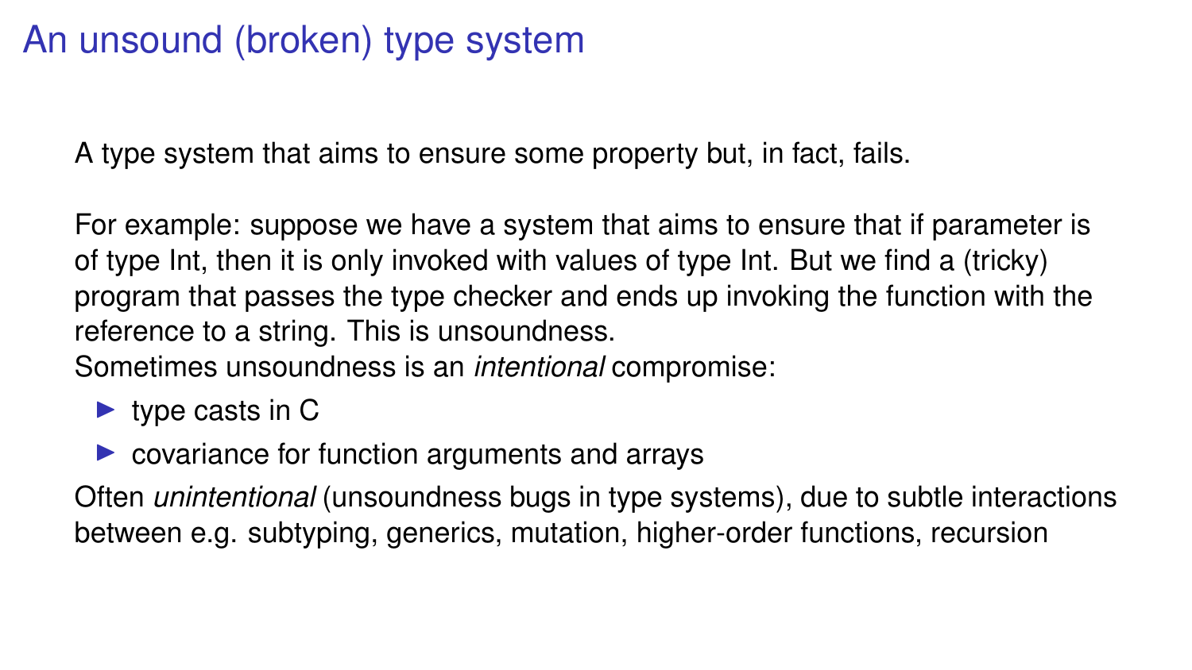# An unsound (broken) type system

A type system that aims to ensure some property but, in fact, fails.

For example: suppose we have a system that aims to ensure that if parameter is of type Int, then it is only invoked with values of type Int. But we find a (tricky) program that passes the type checker and ends up invoking the function with the reference to a string. This is unsoundness.
Sometimes unsoundness is an *intentional* compromise:

- type casts in C
- covariance for function arguments and arrays

Often *unintentional* (unsoundness bugs in type systems), due to subtle interactions between e.g. subtyping, generics, mutation, higher-order functions, recursion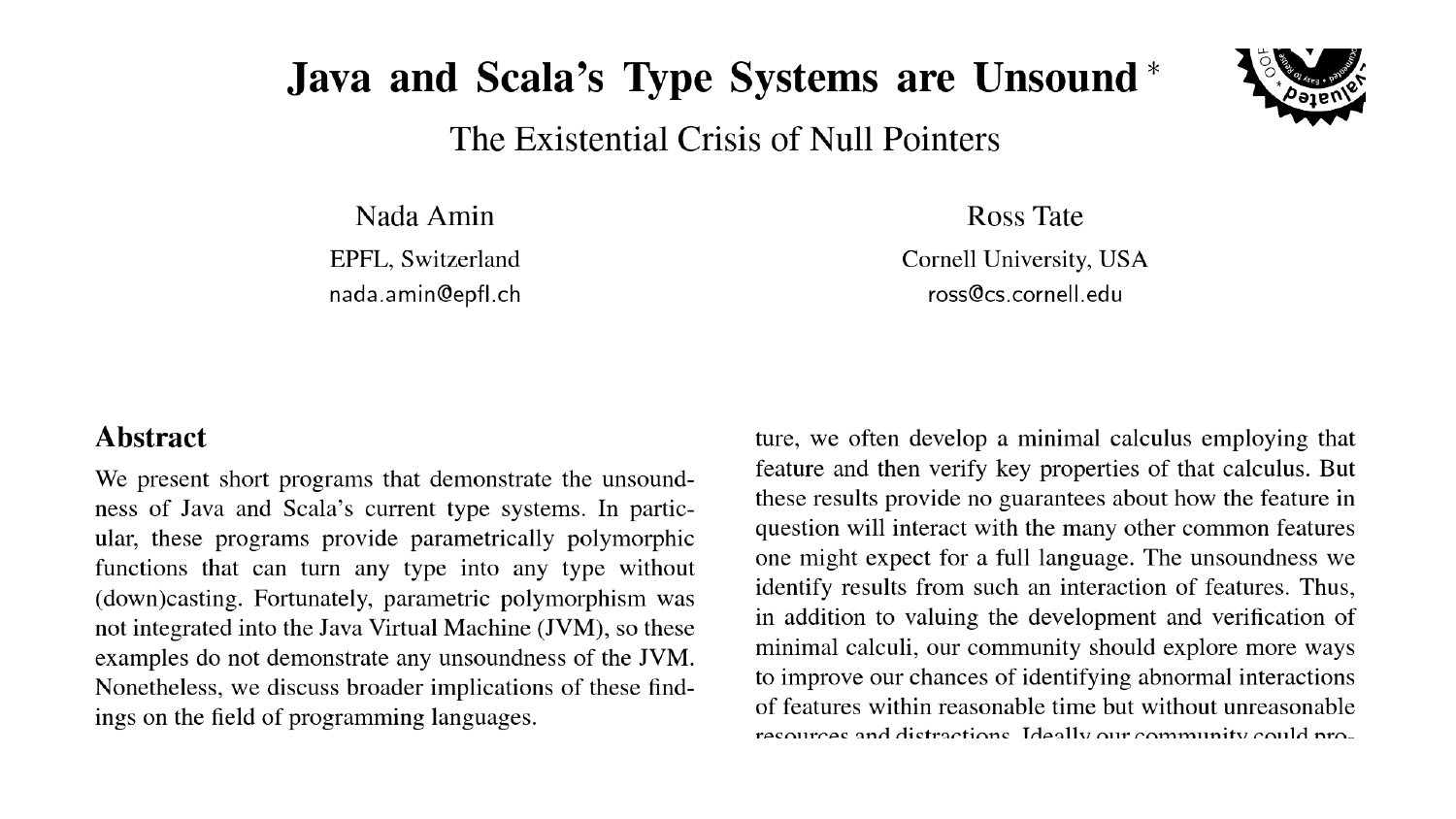# Java and Scala's Type Systems are Unsound *

## The Existential Crisis of Null Pointers

Nada Amin
EPFL, Switzerland
nada.amin@epfl.ch

Ross Tate
Cornell University, USA
ross@cs.cornell.edu

## Abstract

We present short programs that demonstrate the unsoundness of Java and Scala's current type systems. In particular, these programs provide parametrically polymorphic functions that can turn any type into any type without (down)casting. Fortunately, parametric polymorphism was not integrated into the Java Virtual Machine (JVM), so these examples do not demonstrate any unsoundness of the JVM. Nonetheless, we discuss broader implications of these findings on the field of programming languages.

ture, we often develop a minimal calculus employing that feature and then verify key properties of that calculus. But these results provide no guarantees about how the feature in question will interact with the many other common features one might expect for a full language. The unsoundness we identify results from such an interaction of features. Thus, in addition to valuing the development and verification of minimal calculi, our community should explore more ways to improve our chances of identifying abnormal interactions of features within reasonable time but without unreasonable resources and distractions. Ideally our community could pro-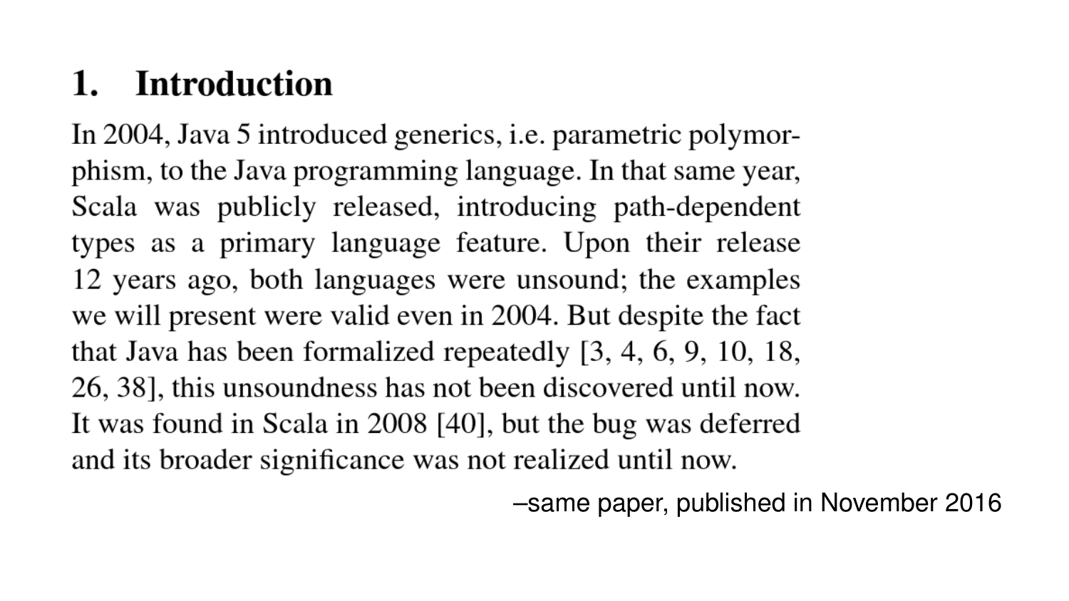## 1. Introduction

In 2004, Java 5 introduced generics, i.e. parametric polymorphism, to the Java programming language. In that same year, Scala was publicly released, introducing path-dependent types as a primary language feature. Upon their release 12 years ago, both languages were unsound; the examples we will present were valid even in 2004. But despite the fact that Java has been formalized repeatedly [3, 4, 6, 9, 10, 18, 26, 38], this unsoundness has not been discovered until now. It was found in Scala in 2008 [40], but the bug was deferred and its broader significance was not realized until now.

–same paper, published in November 2016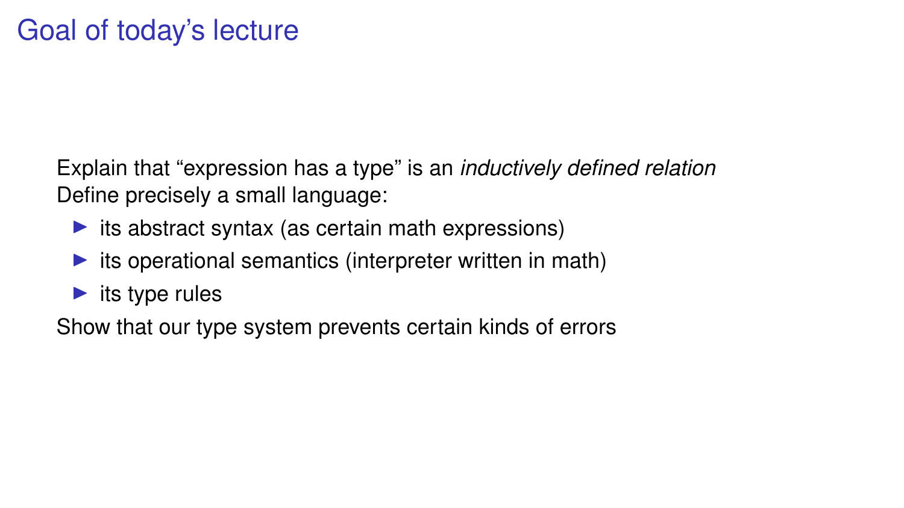# Goal of today's lecture

Explain that "expression has a type" is an *inductively defined relation*
Define precisely a small language:

- its abstract syntax (as certain math expressions)
- its operational semantics (interpreter written in math)
- its type rules

Show that our type system prevents certain kinds of errors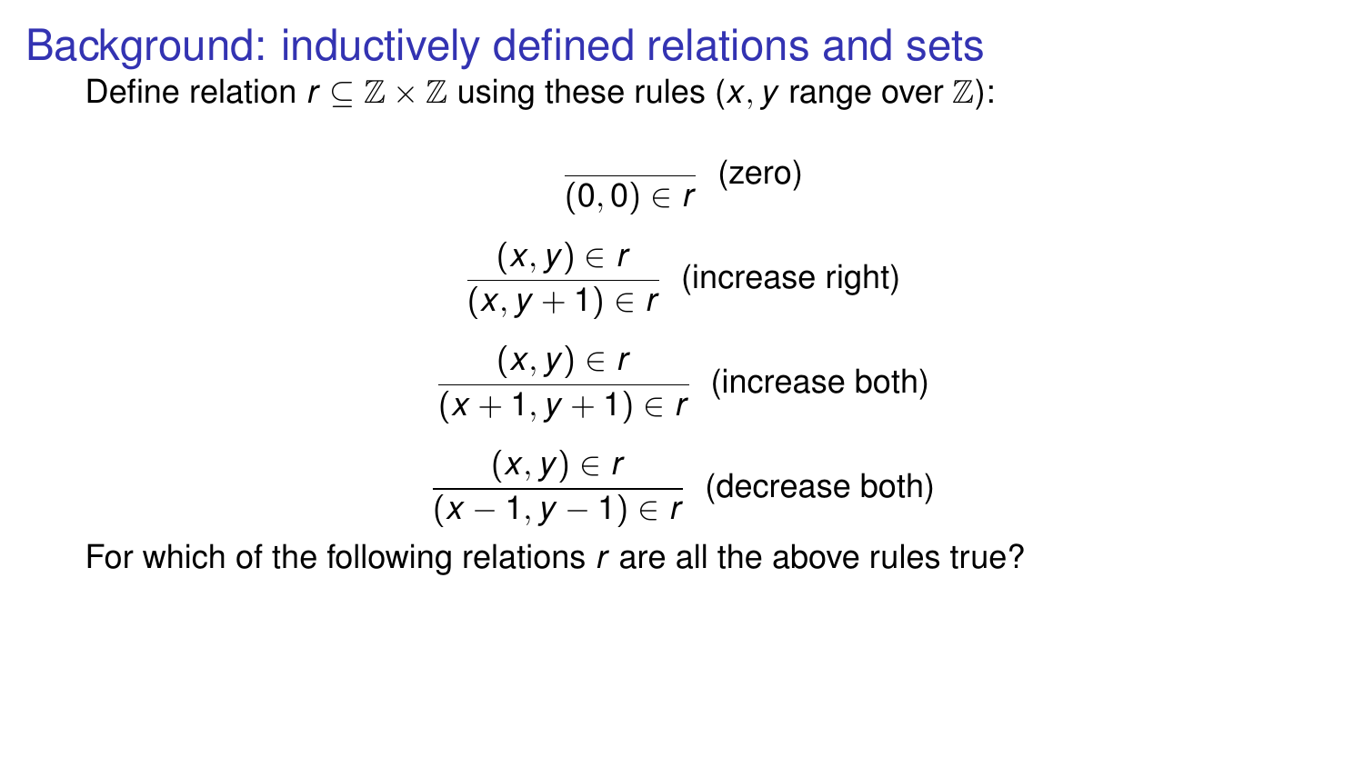# Background: inductively defined relations and sets

Define relation $r \subseteq \mathbb{Z} \times \mathbb{Z}$ using these rules ($x, y$ range over $\mathbb{Z}$):

$$\frac{}{(0,0) \in r} \text{ (zero)}$$

$$\frac{(x,y) \in r}{(x, y+1) \in r} \text{ (increase right)}$$

$$\frac{(x,y) \in r}{(x+1, y+1) \in r} \text{ (increase both)}$$

$$\frac{(x,y) \in r}{(x-1, y-1) \in r} \text{ (decrease both)}$$

For which of the following relations $r$ are all the above rules true?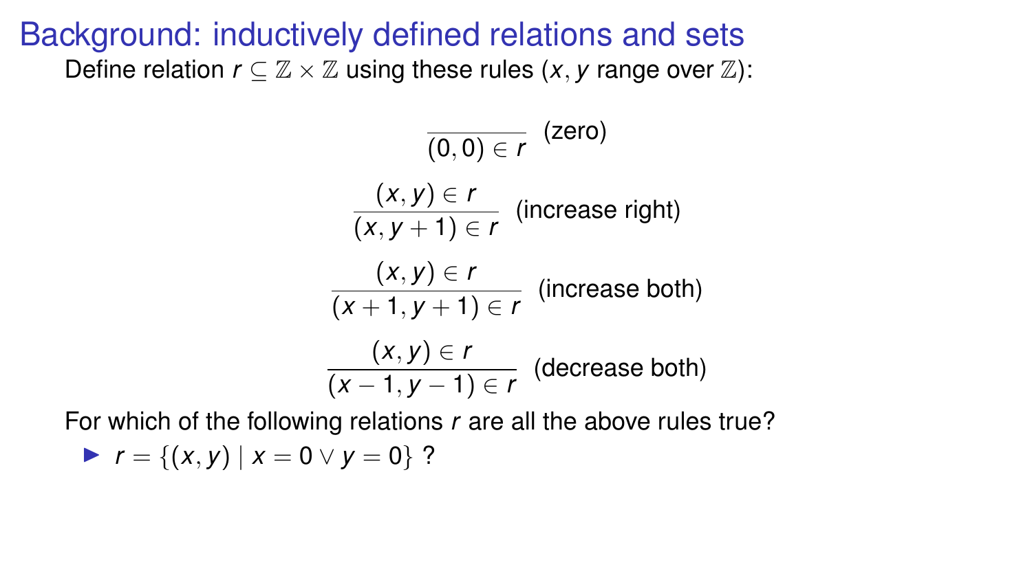# Background: inductively defined relations and sets

Define relation $r \subseteq \mathbb{Z} \times \mathbb{Z}$ using these rules ($x, y$ range over $\mathbb{Z}$):

$$\frac{}{(0,0) \in r} \text{ (zero)}$$

$$\frac{(x,y) \in r}{(x, y+1) \in r} \text{ (increase right)}$$

$$\frac{(x,y) \in r}{(x+1, y+1) \in r} \text{ (increase both)}$$

$$\frac{(x,y) \in r}{(x-1, y-1) \in r} \text{ (decrease both)}$$

For which of the following relations $r$ are all the above rules true?

- $r = \{(x, y) \mid x = 0 \lor y = 0\}$ ?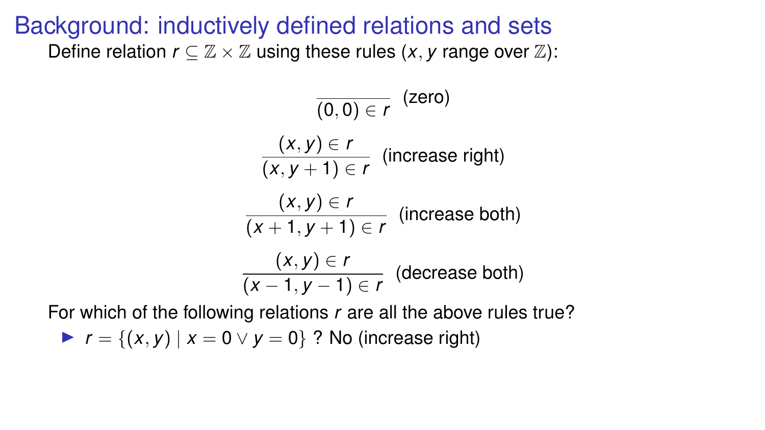# Background: inductively defined relations and sets

Define relation $r \subseteq \mathbb{Z} \times \mathbb{Z}$ using these rules ($x, y$ range over $\mathbb{Z}$):

$$\frac{}{(0,0) \in r} \text{ (zero)}$$

$$\frac{(x,y) \in r}{(x,y+1) \in r} \text{ (increase right)}$$

$$\frac{(x,y) \in r}{(x+1,y+1) \in r} \text{ (increase both)}$$

$$\frac{(x,y) \in r}{(x-1,y-1) \in r} \text{ (decrease both)}$$

For which of the following relations $r$ are all the above rules true?

- $r = \{(x,y) \mid x = 0 \vee y = 0\}$ ? No (increase right)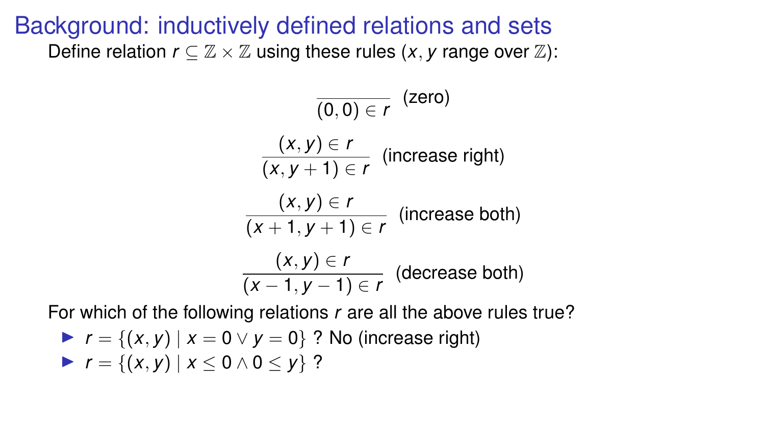# Background: inductively defined relations and sets

Define relation $r \subseteq \mathbb{Z} \times \mathbb{Z}$ using these rules ($x, y$ range over $\mathbb{Z}$):

$$\frac{}{(0,0) \in r} \text{ (zero)}$$

$$\frac{(x,y) \in r}{(x, y+1) \in r} \text{ (increase right)}$$

$$\frac{(x,y) \in r}{(x+1, y+1) \in r} \text{ (increase both)}$$

$$\frac{(x,y) \in r}{(x-1, y-1) \in r} \text{ (decrease both)}$$

For which of the following relations $r$ are all the above rules true?

- $r = \{(x, y) \mid x = 0 \vee y = 0\}$ ? No (increase right)
- $r = \{(x, y) \mid x \leq 0 \wedge 0 \leq y\}$ ?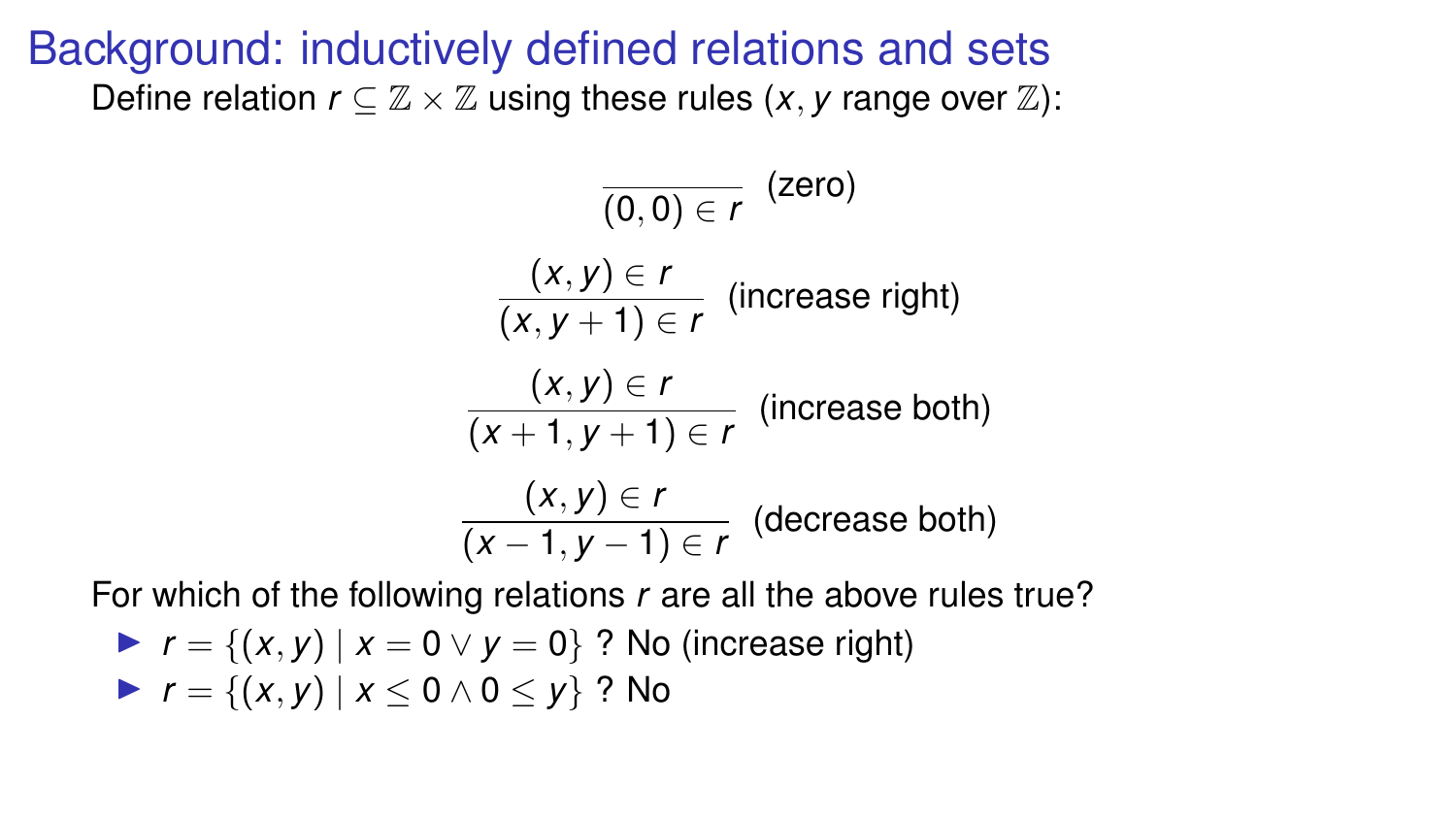# Background: inductively defined relations and sets

Define relation $r \subseteq \mathbb{Z} \times \mathbb{Z}$ using these rules ($x, y$ range over $\mathbb{Z}$):

$$\frac{}{(0,0) \in r} \text{ (zero)}$$

$$\frac{(x,y) \in r}{(x, y+1) \in r} \text{ (increase right)}$$

$$\frac{(x,y) \in r}{(x+1, y+1) \in r} \text{ (increase both)}$$

$$\frac{(x,y) \in r}{(x-1, y-1) \in r} \text{ (decrease both)}$$

For which of the following relations $r$ are all the above rules true?

- $r = \{(x, y) \mid x = 0 \vee y = 0\}$ ? No (increase right)
- $r = \{(x, y) \mid x \leq 0 \wedge 0 \leq y\}$ ? No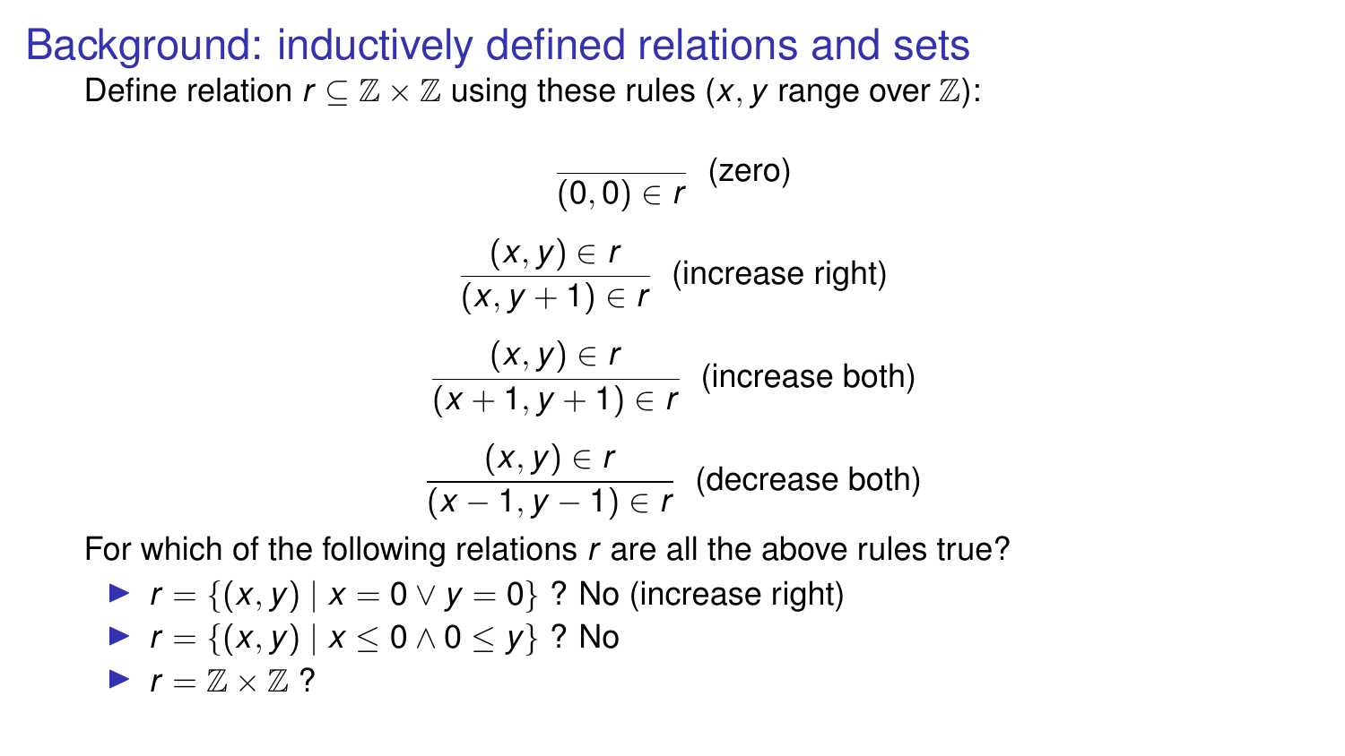# Background: inductively defined relations and sets

Define relation $r \subseteq \mathbb{Z} \times \mathbb{Z}$ using these rules ($x, y$ range over $\mathbb{Z}$):

$$\frac{}{(0,0) \in r} \text{ (zero)}$$

$$\frac{(x,y) \in r}{(x, y+1) \in r} \text{ (increase right)}$$

$$\frac{(x,y) \in r}{(x+1, y+1) \in r} \text{ (increase both)}$$

$$\frac{(x,y) \in r}{(x-1, y-1) \in r} \text{ (decrease both)}$$

For which of the following relations $r$ are all the above rules true?

- $r = \{(x,y) \mid x = 0 \lor y = 0\}$ ? No (increase right)
- $r = \{(x,y) \mid x \leq 0 \land 0 \leq y\}$ ? No
- $r = \mathbb{Z} \times \mathbb{Z}$ ?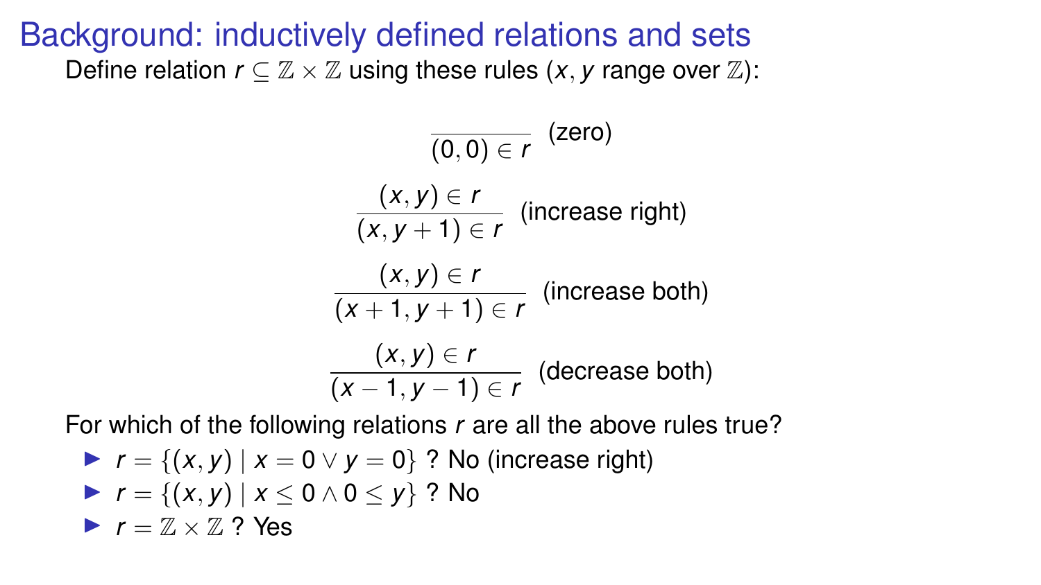# Background: inductively defined relations and sets

Define relation $r \subseteq \mathbb{Z} \times \mathbb{Z}$ using these rules ($x, y$ range over $\mathbb{Z}$):

$$\frac{}{(0,0) \in r} \text{ (zero)}$$

$$\frac{(x,y) \in r}{(x, y+1) \in r} \text{ (increase right)}$$

$$\frac{(x,y) \in r}{(x+1, y+1) \in r} \text{ (increase both)}$$

$$\frac{(x,y) \in r}{(x-1, y-1) \in r} \text{ (decrease both)}$$

For which of the following relations $r$ are all the above rules true?

- $r = \{(x, y) \mid x = 0 \vee y = 0\}$ ? No (increase right)
- $r = \{(x, y) \mid x \leq 0 \wedge 0 \leq y\}$ ? No
- $r = \mathbb{Z} \times \mathbb{Z}$ ? Yes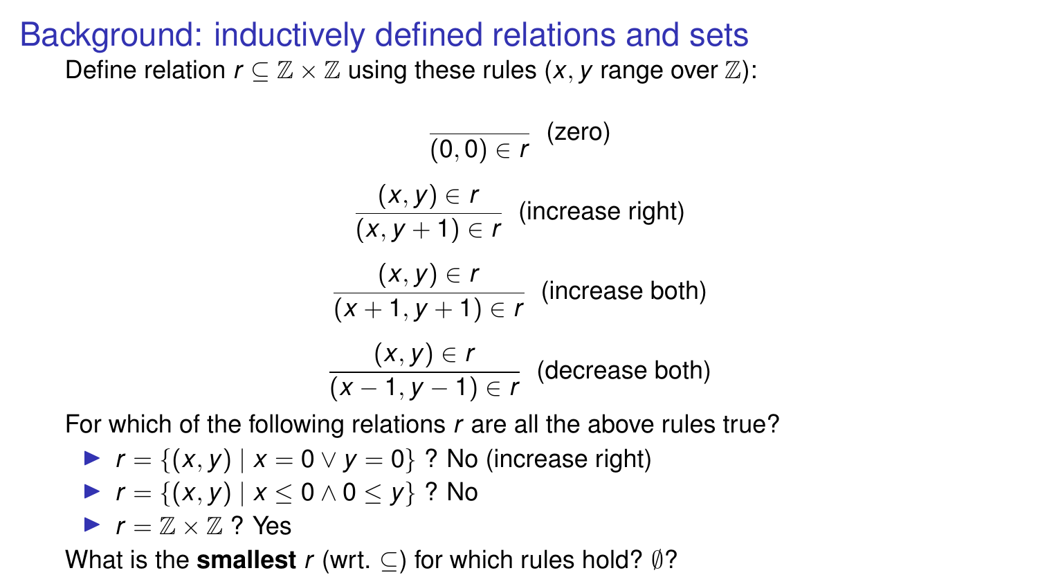# Background: inductively defined relations and sets

Define relation $r \subseteq \mathbb{Z} \times \mathbb{Z}$ using these rules ($x, y$ range over $\mathbb{Z}$):

$$\frac{}{(0,0) \in r} \text{ (zero)}$$

$$\frac{(x,y) \in r}{(x, y+1) \in r} \text{ (increase right)}$$

$$\frac{(x,y) \in r}{(x+1, y+1) \in r} \text{ (increase both)}$$

$$\frac{(x,y) \in r}{(x-1, y-1) \in r} \text{ (decrease both)}$$

For which of the following relations $r$ are all the above rules true?

- $r = \{(x,y) \mid x = 0 \lor y = 0\}$ ? No (increase right)
- $r = \{(x,y) \mid x \leq 0 \land 0 \leq y\}$ ? No
- $r = \mathbb{Z} \times \mathbb{Z}$ ? Yes

What is the **smallest** $r$ (wrt. $\subseteq$) for which rules hold? $\emptyset$?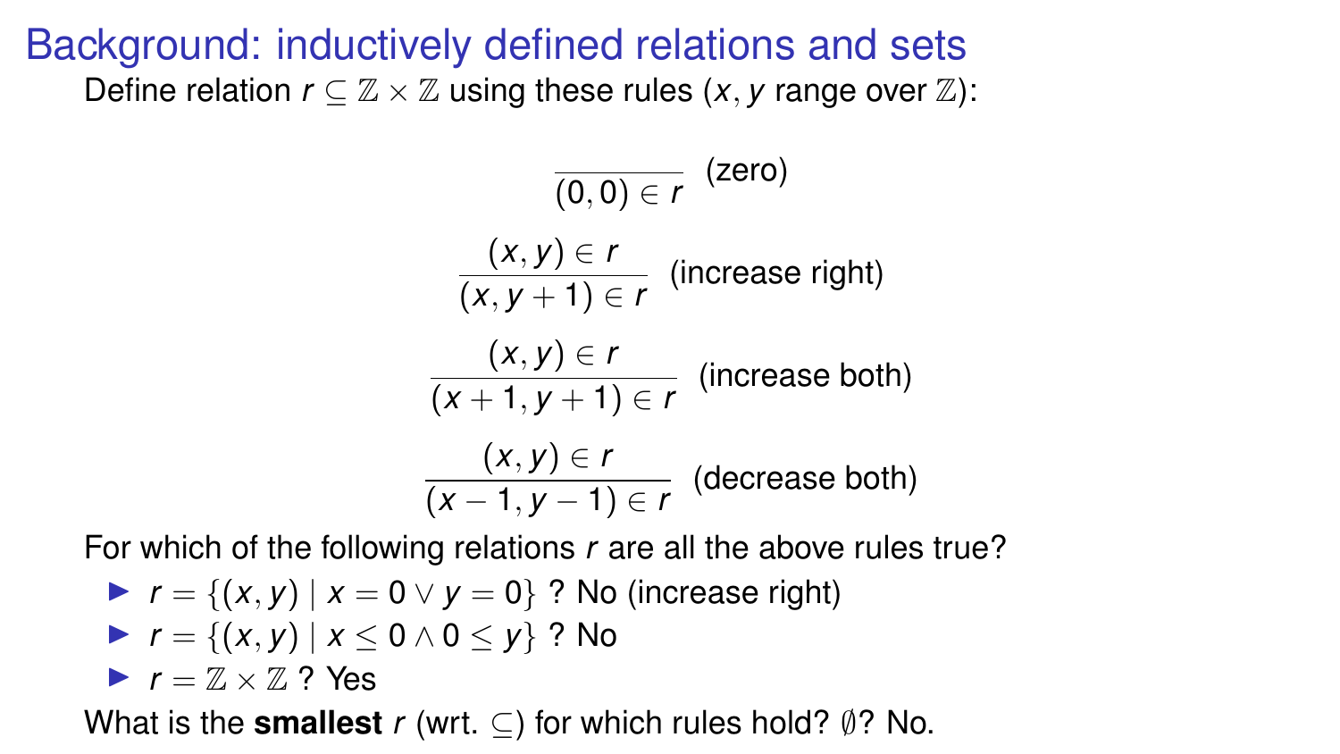# Background: inductively defined relations and sets

Define relation $r \subseteq \mathbb{Z} \times \mathbb{Z}$ using these rules ($x, y$ range over $\mathbb{Z}$):

$$\frac{}{(0,0) \in r} \text{ (zero)}$$

$$\frac{(x,y) \in r}{(x, y+1) \in r} \text{ (increase right)}$$

$$\frac{(x,y) \in r}{(x+1, y+1) \in r} \text{ (increase both)}$$

$$\frac{(x,y) \in r}{(x-1, y-1) \in r} \text{ (decrease both)}$$

For which of the following relations $r$ are all the above rules true?

- $r = \{(x,y) \mid x = 0 \lor y = 0\}$ ? No (increase right)
- $r = \{(x,y) \mid x \leq 0 \land 0 \leq y\}$ ? No
- $r = \mathbb{Z} \times \mathbb{Z}$ ? Yes

What is the **smallest** $r$ (wrt. $\subseteq$) for which rules hold? $\emptyset$? No.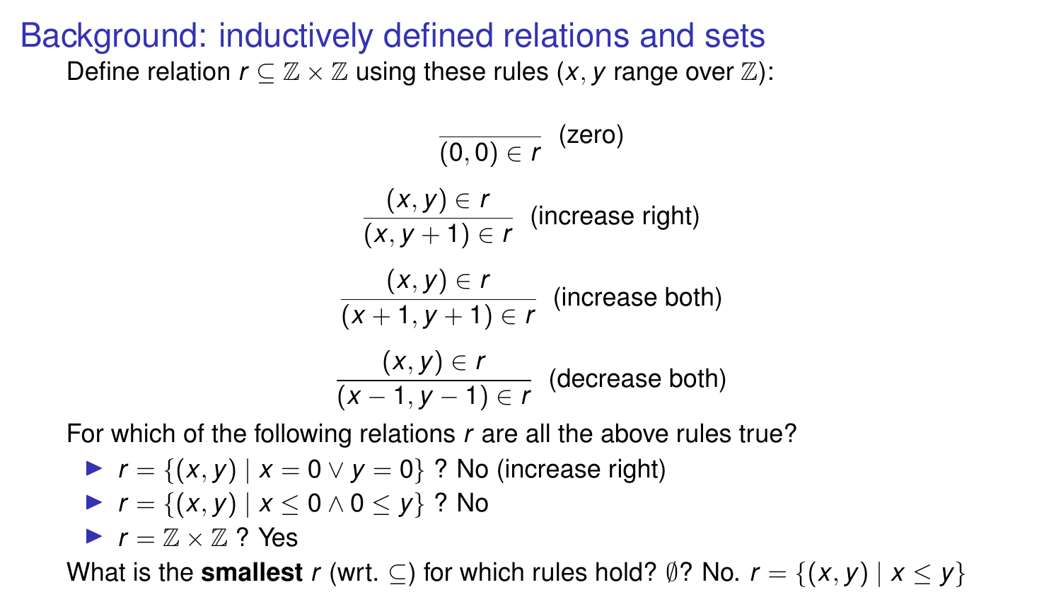# Background: inductively defined relations and sets

Define relation $r \subseteq \mathbb{Z} \times \mathbb{Z}$ using these rules ($x, y$ range over $\mathbb{Z}$):

$$\frac{}{(0,0) \in r} \text{ (zero)}$$

$$\frac{(x,y) \in r}{(x, y+1) \in r} \text{ (increase right)}$$

$$\frac{(x,y) \in r}{(x+1, y+1) \in r} \text{ (increase both)}$$

$$\frac{(x,y) \in r}{(x-1, y-1) \in r} \text{ (decrease both)}$$

For which of the following relations $r$ are all the above rules true?

- $r = \{(x,y) \mid x = 0 \lor y = 0\}$ ? No (increase right)
- $r = \{(x,y) \mid x \leq 0 \land 0 \leq y\}$ ? No
- $r = \mathbb{Z} \times \mathbb{Z}$ ? Yes

What is the **smallest** $r$ (wrt. $\subseteq$) for which rules hold? $\emptyset$? No. $r = \{(x,y) \mid x \leq y\}$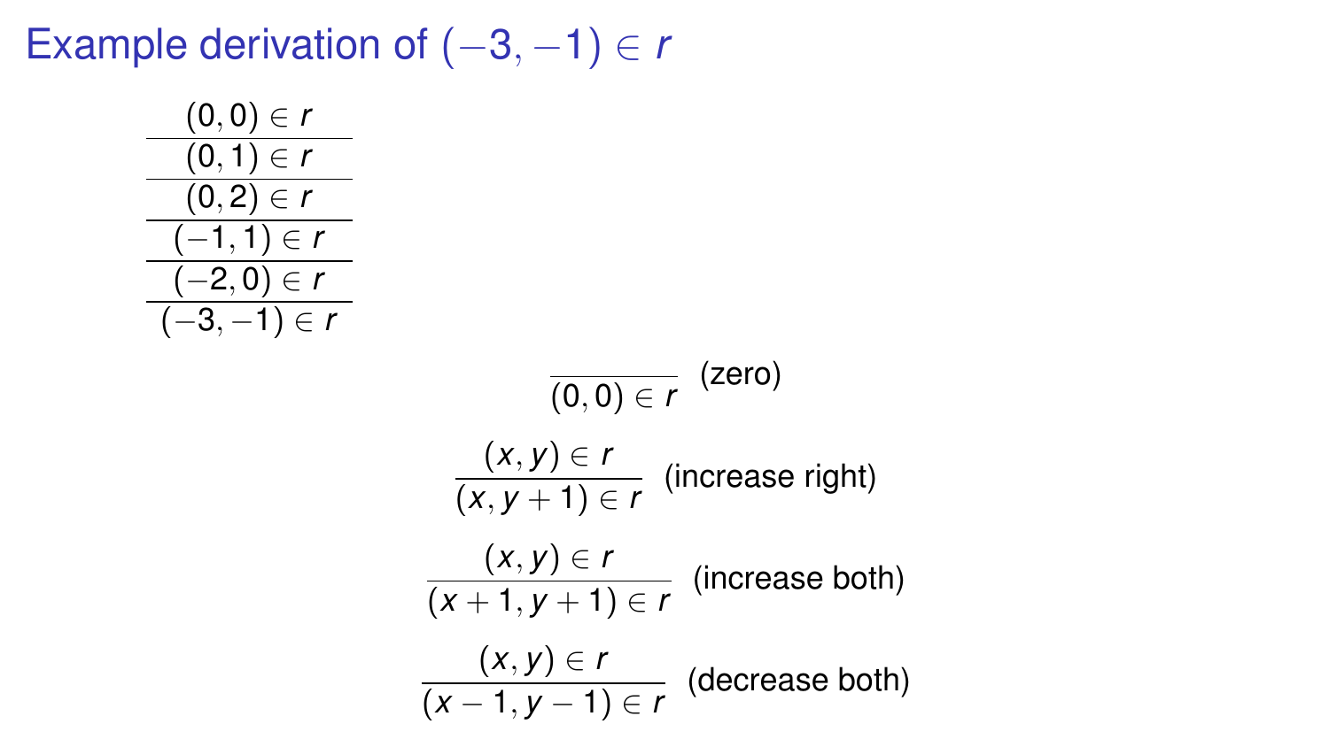# Example derivation of $(-3, -1) \in r$

$$
\dfrac{\dfrac{\dfrac{\dfrac{\dfrac{(0,0) \in r}{(0,1) \in r}}{(0,2) \in r}}{(-1,1) \in r}}{(-2,0) \in r}}{(-3,-1) \in r}
$$

$$
\frac{}{(0,0) \in r} \text{ (zero)}
$$

$$
\frac{(x,y) \in r}{(x,y+1) \in r} \text{ (increase right)}
$$

$$
\frac{(x,y) \in r}{(x+1,y+1) \in r} \text{ (increase both)}
$$

$$
\frac{(x,y) \in r}{(x-1,y-1) \in r} \text{ (decrease both)}
$$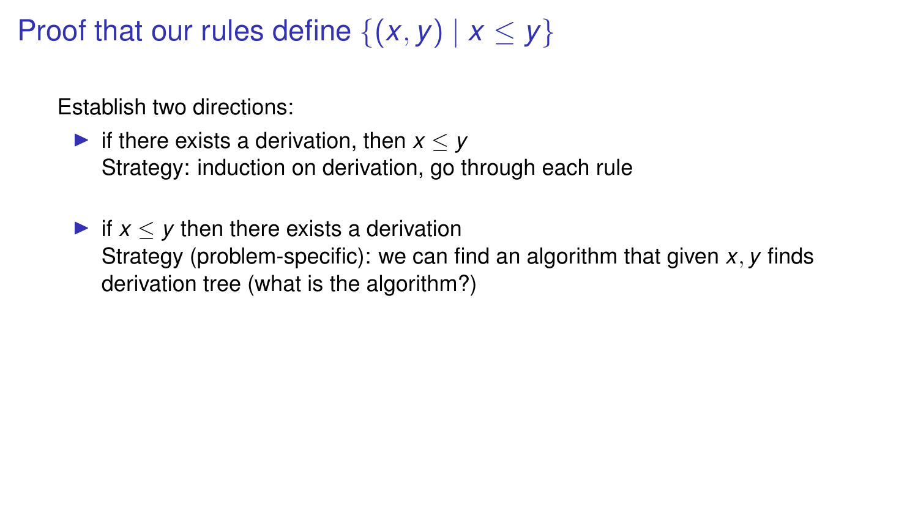# Proof that our rules define $\{(x, y) \mid x \leq y\}$

Establish two directions:

- if there exists a derivation, then $x \leq y$
  Strategy: induction on derivation, go through each rule

- if $x \leq y$ then there exists a derivation
  Strategy (problem-specific): we can find an algorithm that given $x, y$ finds derivation tree (what is the algorithm?)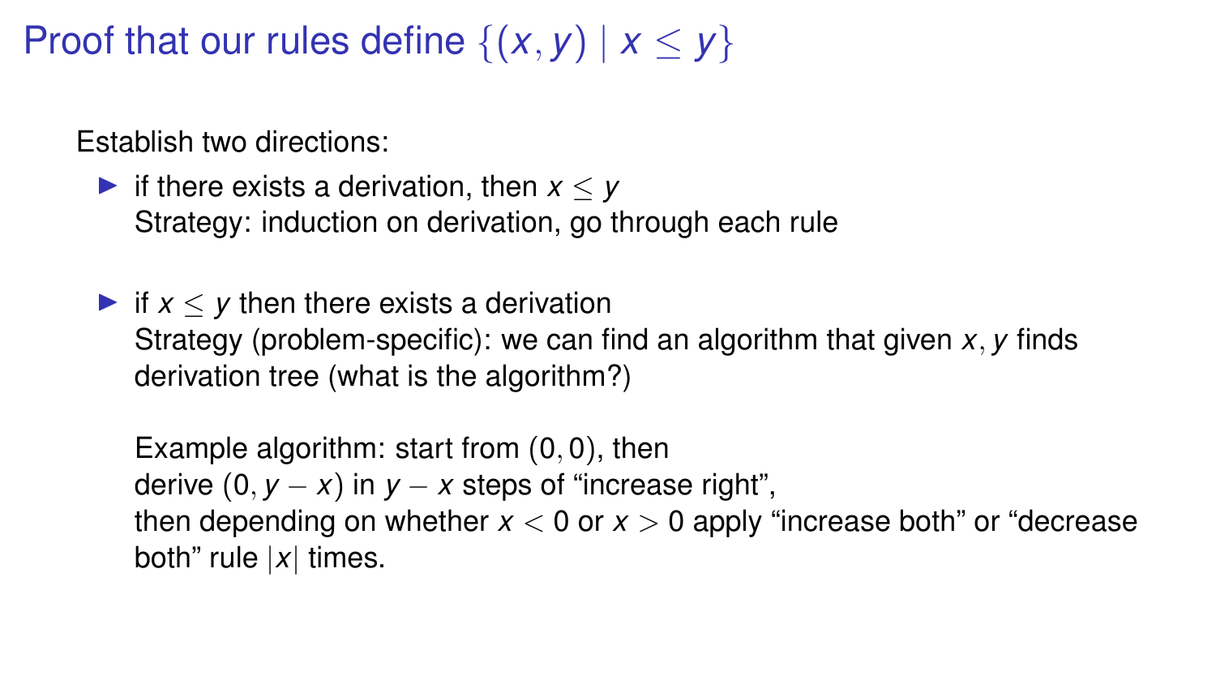# Proof that our rules define $\{(x, y) \mid x \leq y\}$

Establish two directions:

- if there exists a derivation, then $x \leq y$
  Strategy: induction on derivation, go through each rule

- if $x \leq y$ then there exists a derivation
  Strategy (problem-specific): we can find an algorithm that given $x, y$ finds derivation tree (what is the algorithm?)

  Example algorithm: start from $(0, 0)$, then
  derive $(0, y - x)$ in $y - x$ steps of "increase right",
  then depending on whether $x < 0$ or $x > 0$ apply "increase both" or "decrease both" rule $|x|$ times.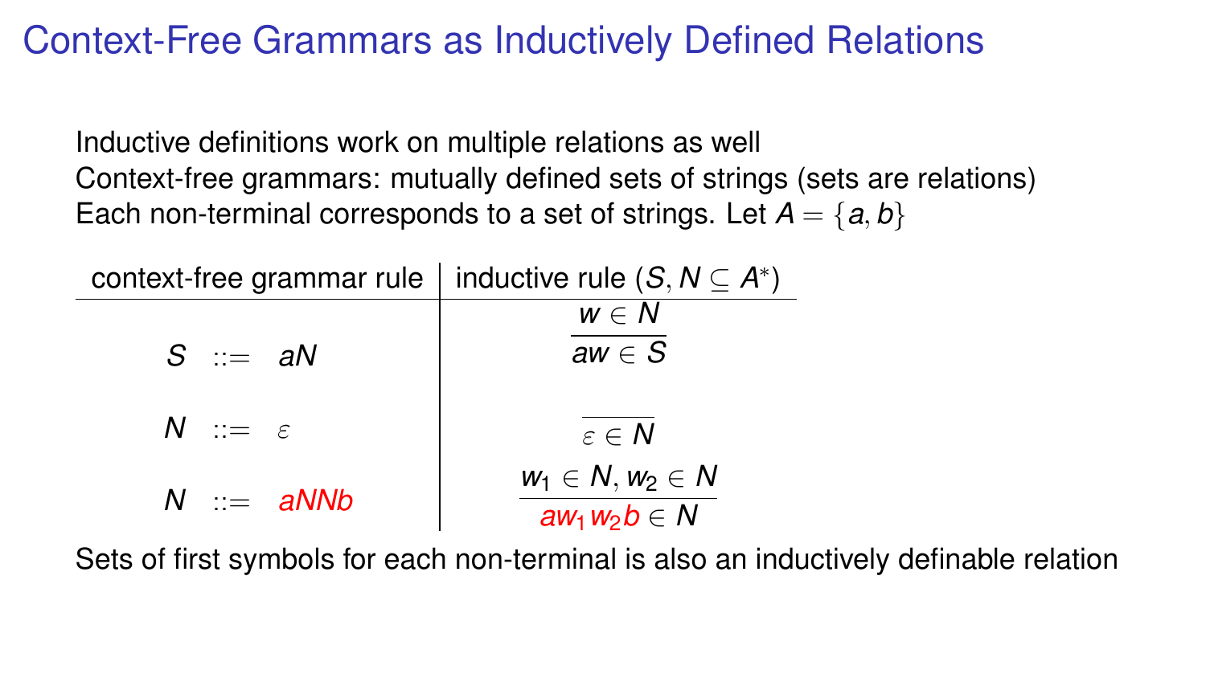# Context-Free Grammars as Inductively Defined Relations

Inductive definitions work on multiple relations as well

Context-free grammars: mutually defined sets of strings (sets are relations)

Each non-terminal corresponds to a set of strings. Let $A = \{a, b\}$

| context-free grammar rule | inductive rule ($S, N \subseteq A^*$) |
| --- | --- |
| $S \; ::= \; aN$ | $\dfrac{w \in N}{aw \in S}$ |
| $N \; ::= \; \varepsilon$ | $\overline{\varepsilon \in N}$ |
| $N \; ::= \; aNNb$ | $\dfrac{w_1 \in N, w_2 \in N}{aw_1 w_2 b \in N}$ |

Sets of first symbols for each non-terminal is also an inductively definable relation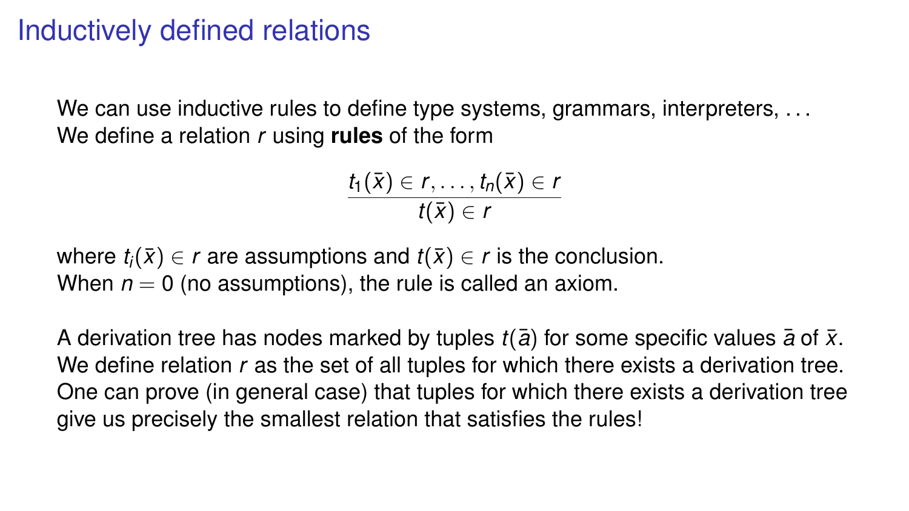# Inductively defined relations

We can use inductive rules to define type systems, grammars, interpreters, ...
We define a relation $r$ using **rules** of the form

$$\frac{t_1(\bar{x}) \in r, \ldots, t_n(\bar{x}) \in r}{t(\bar{x}) \in r}$$

where $t_i(\bar{x}) \in r$ are assumptions and $t(\bar{x}) \in r$ is the conclusion.
When $n = 0$ (no assumptions), the rule is called an axiom.

A derivation tree has nodes marked by tuples $t(\bar{a})$ for some specific values $\bar{a}$ of $\bar{x}$.
We define relation $r$ as the set of all tuples for which there exists a derivation tree.
One can prove (in general case) that tuples for which there exists a derivation tree give us precisely the smallest relation that satisfies the rules!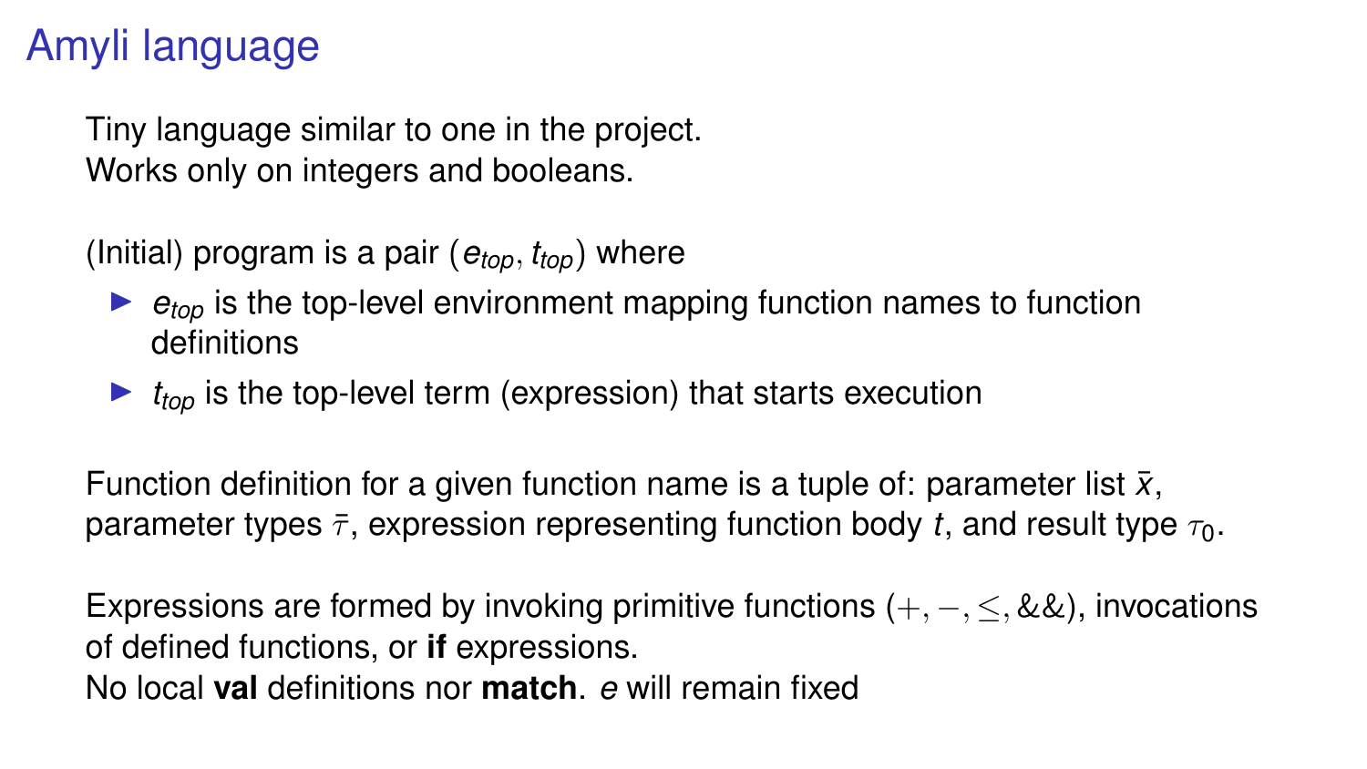# Amyli language

Tiny language similar to one in the project.
Works only on integers and booleans.

(Initial) program is a pair $(e_{top}, t_{top})$ where

- $e_{top}$ is the top-level environment mapping function names to function definitions
- $t_{top}$ is the top-level term (expression) that starts execution

Function definition for a given function name is a tuple of: parameter list $\bar{x}$, parameter types $\bar{\tau}$, expression representing function body $t$, and result type $\tau_0$.

Expressions are formed by invoking primitive functions $(+, -, \leq, \&\&)$, invocations of defined functions, or **if** expressions.
No local **val** definitions nor **match**. $e$ will remain fixed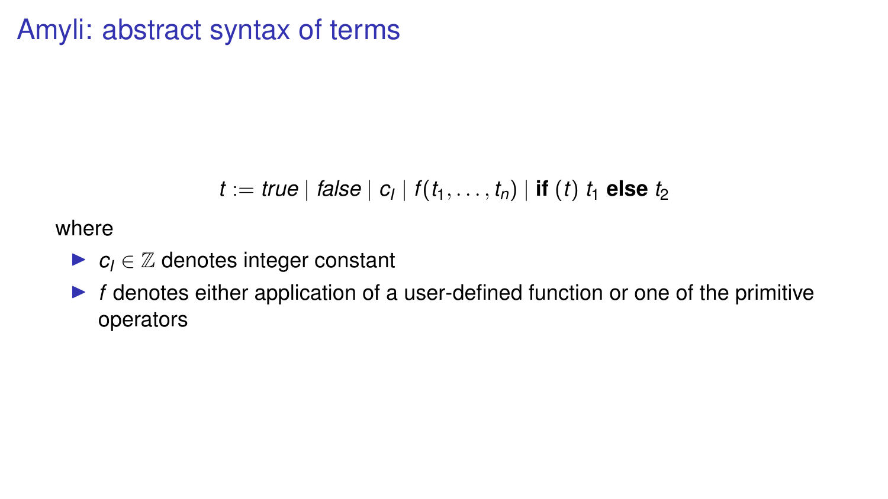# Amyli: abstract syntax of terms

$$t := \mathit{true} \mid \mathit{false} \mid c_I \mid f(t_1, \ldots, t_n) \mid \textbf{if}\ (t)\ t_1\ \textbf{else}\ t_2$$

where

- $c_I \in \mathbb{Z}$ denotes integer constant
- $f$ denotes either application of a user-defined function or one of the primitive operators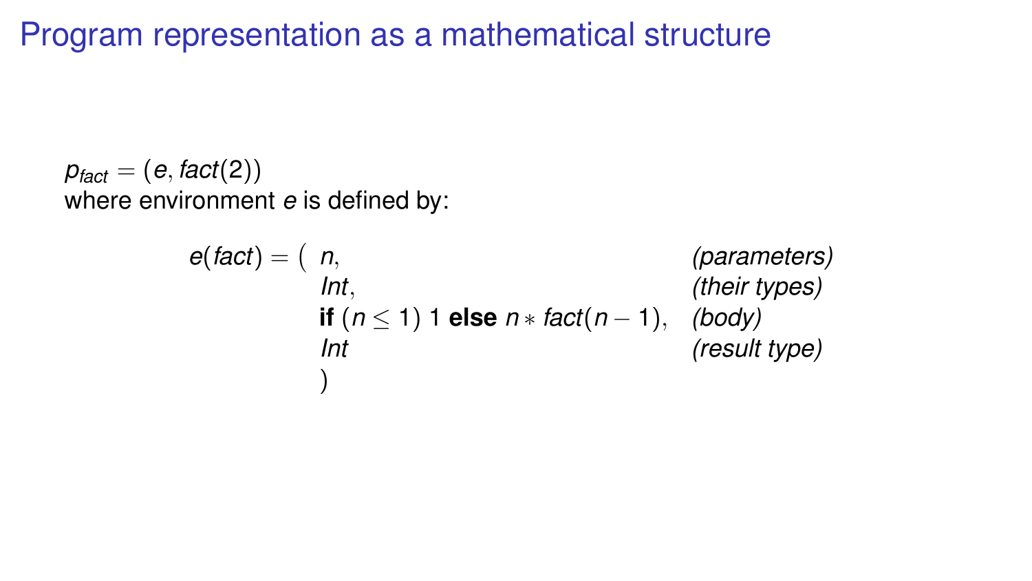# Program representation as a mathematical structure

$p_{fact} = (e, fact(2))$
where environment $e$ is defined by:

$$
e(fact) = \begin{array}{lll} ( & n, & \textit{(parameters)} \\ & Int, & \textit{(their types)} \\ & \textbf{if } (n \leq 1) \; 1 \textbf{ else } n * fact(n-1), & \textit{(body)} \\ & Int & \textit{(result type)} \\ & ) & \end{array}
$$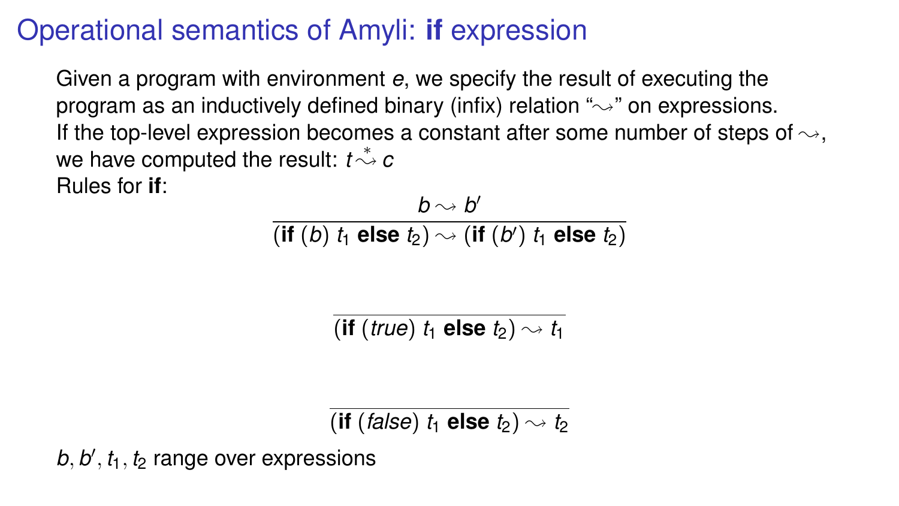# Operational semantics of Amyli: **if** expression

Given a program with environment $e$, we specify the result of executing the program as an inductively defined binary (infix) relation "$\leadsto$" on expressions.
If the top-level expression becomes a constant after some number of steps of $\leadsto$, we have computed the result: $t \overset{*}{\leadsto} c$
Rules for **if**:

$$\frac{b \leadsto b'}{(\textbf{if}\ (b)\ t_1\ \textbf{else}\ t_2) \leadsto (\textbf{if}\ (b')\ t_1\ \textbf{else}\ t_2)}$$

$$\frac{}{(\textbf{if}\ (\mathit{true})\ t_1\ \textbf{else}\ t_2) \leadsto t_1}$$

$$\frac{}{(\textbf{if}\ (\mathit{false})\ t_1\ \textbf{else}\ t_2) \leadsto t_2}$$

$b, b', t_1, t_2$ range over expressions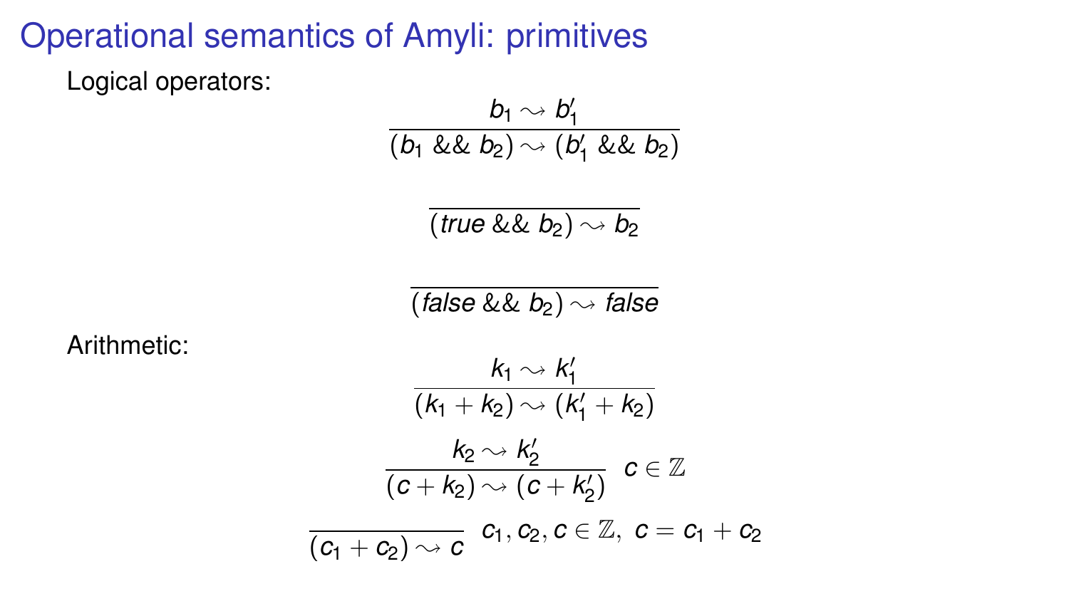# Operational semantics of Amyli: primitives

Logical operators:

$$\frac{b_1 \rightsquigarrow b_1'}{(b_1 \;\&\&\; b_2) \rightsquigarrow (b_1' \;\&\&\; b_2)}$$

$$\frac{}{(\mathit{true} \;\&\&\; b_2) \rightsquigarrow b_2}$$

$$\frac{}{(\mathit{false} \;\&\&\; b_2) \rightsquigarrow \mathit{false}}$$

Arithmetic:

$$\frac{k_1 \rightsquigarrow k_1'}{(k_1 + k_2) \rightsquigarrow (k_1' + k_2)}$$

$$\frac{k_2 \rightsquigarrow k_2'}{(c + k_2) \rightsquigarrow (c + k_2')} \quad c \in \mathbb{Z}$$

$$\frac{}{(c_1 + c_2) \rightsquigarrow c} \quad c_1, c_2, c \in \mathbb{Z},\ c = c_1 + c_2$$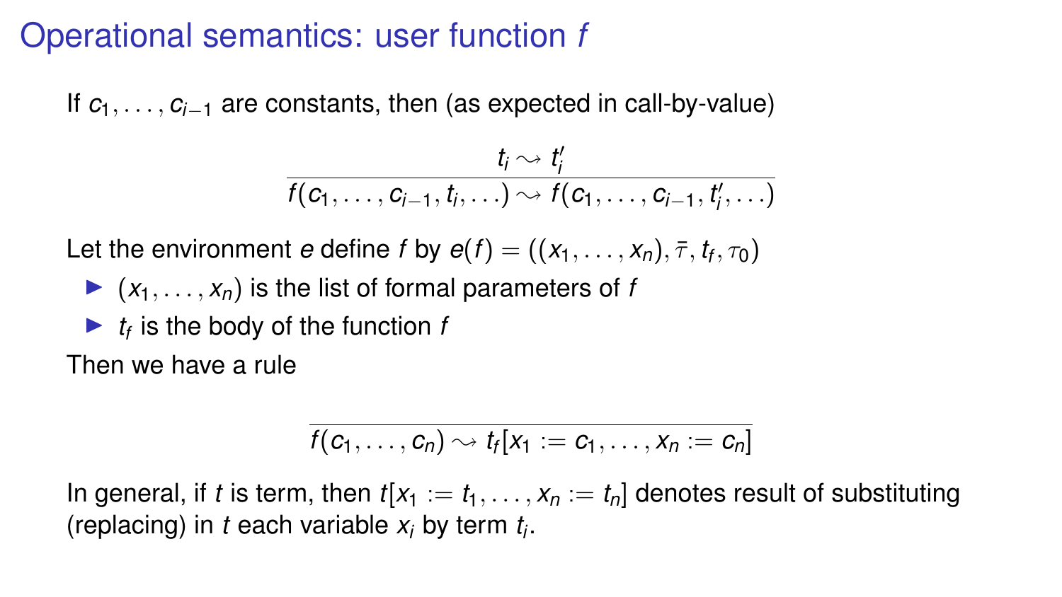# Operational semantics: user function $f$

If $c_1, \ldots, c_{i-1}$ are constants, then (as expected in call-by-value)

$$\frac{t_i \rightsquigarrow t_i'}{f(c_1, \ldots, c_{i-1}, t_i, \ldots) \rightsquigarrow f(c_1, \ldots, c_{i-1}, t_i', \ldots)}$$

Let the environment $e$ define $f$ by $e(f) = ((x_1, \ldots, x_n), \bar{\tau}, t_f, \tau_0)$

- $(x_1, \ldots, x_n)$ is the list of formal parameters of $f$
- $t_f$ is the body of the function $f$

Then we have a rule

$$\frac{}{f(c_1, \ldots, c_n) \rightsquigarrow t_f[x_1 := c_1, \ldots, x_n := c_n]}$$

In general, if $t$ is term, then $t[x_1 := t_1, \ldots, x_n := t_n]$ denotes result of substituting (replacing) in $t$ each variable $x_i$ by term $t_i$.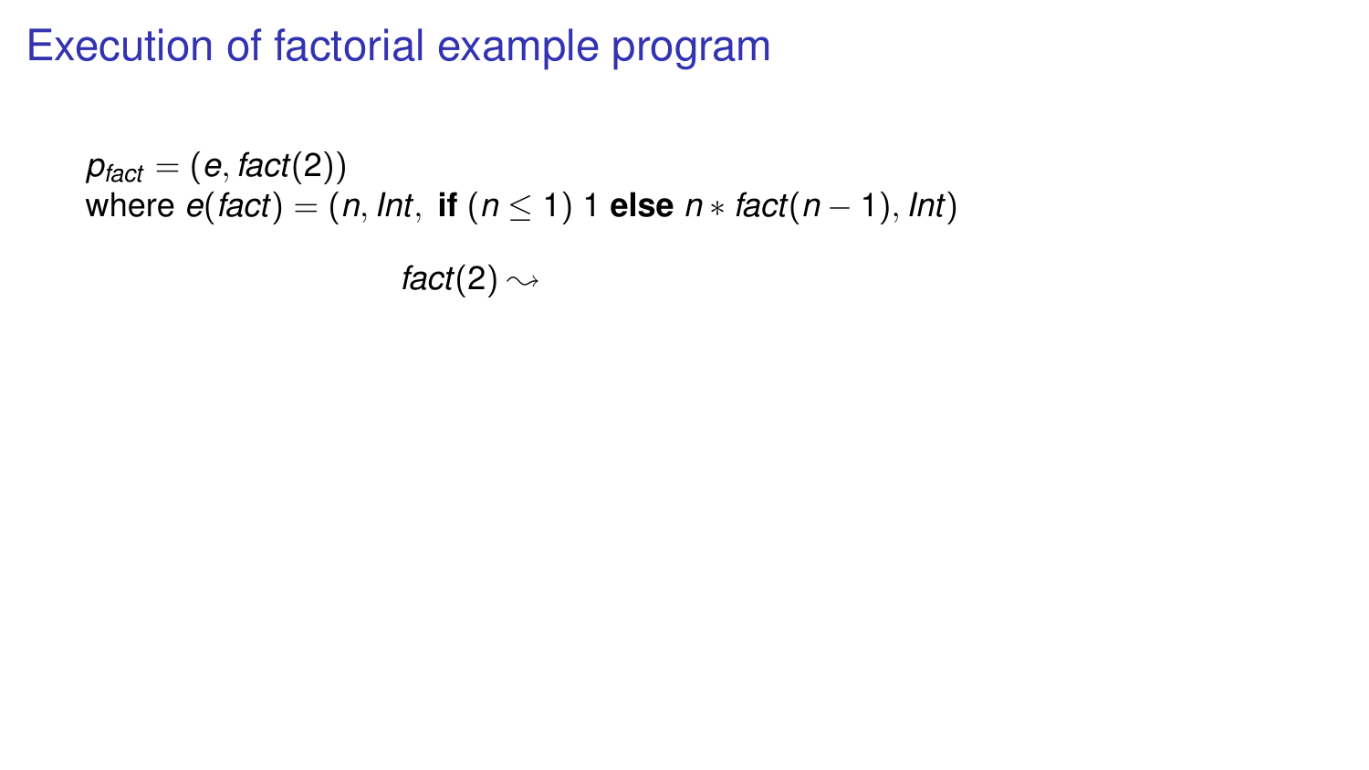# Execution of factorial example program

$p_{fact} = (e, fact(2))$
where $e(fact) = (n, Int,\ \textbf{if}\ (n \leq 1)\ 1\ \textbf{else}\ n * fact(n-1), Int)$

$$fact(2) \rightsquigarrow$$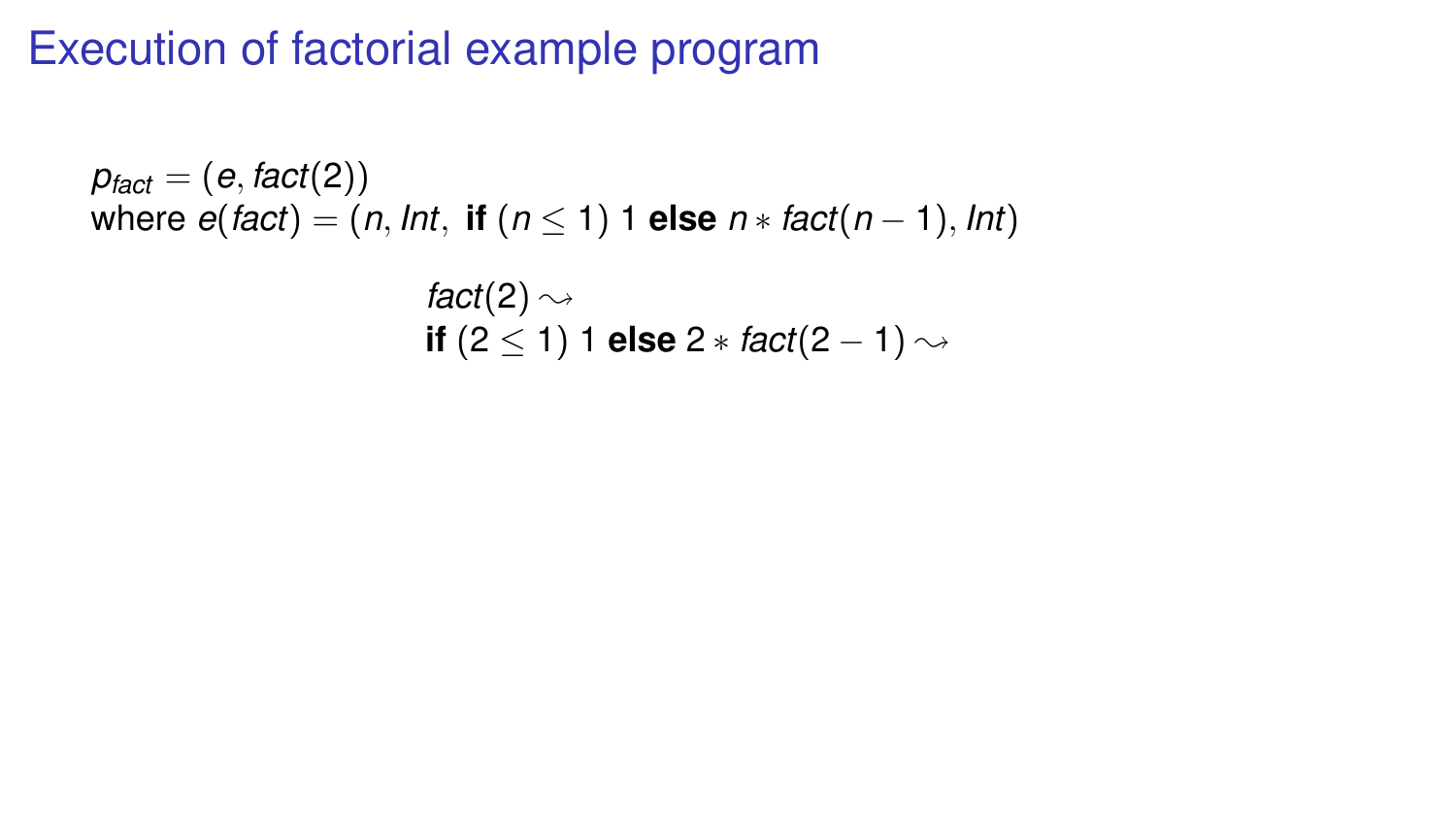# Execution of factorial example program

$p_{fact} = (e, fact(2))$
where $e(fact) = (n, Int,\ \textbf{if}\ (n \leq 1)\ 1\ \textbf{else}\ n * fact(n-1), Int)$

$$
\begin{array}{l}
fact(2) \rightsquigarrow \\
\textbf{if}\ (2 \leq 1)\ 1\ \textbf{else}\ 2 * fact(2-1) \rightsquigarrow
\end{array}
$$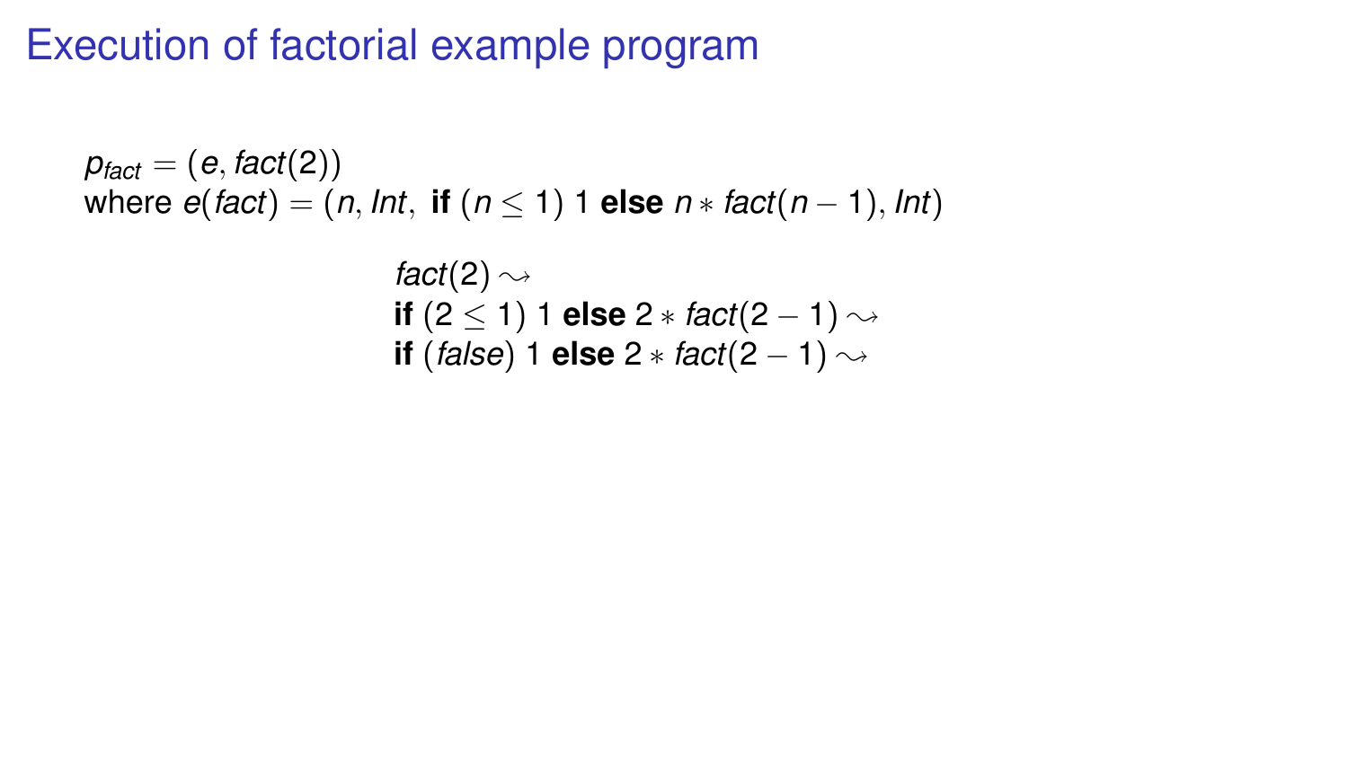# Execution of factorial example program

$p_{fact} = (e, fact(2))$
where $e(fact) = (n, Int,\ \textbf{if}\ (n \leq 1)\ 1\ \textbf{else}\ n * fact(n-1), Int)$

$$
\begin{array}{l}
fact(2) \leadsto \\
\textbf{if}\ (2 \leq 1)\ 1\ \textbf{else}\ 2 * fact(2-1) \leadsto \\
\textbf{if}\ (\mathit{false})\ 1\ \textbf{else}\ 2 * fact(2-1) \leadsto
\end{array}
$$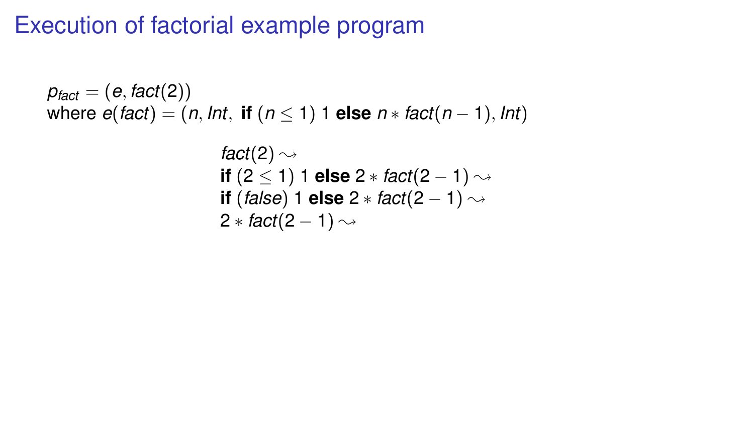# Execution of factorial example program

$p_{fact} = (e, fact(2))$
where $e(fact) = (n, Int,\ \textbf{if}\ (n \leq 1)\ 1\ \textbf{else}\ n * fact(n-1), Int)$

$$
\begin{array}{l}
fact(2) \rightsquigarrow \\
\textbf{if}\ (2 \leq 1)\ 1\ \textbf{else}\ 2 * fact(2-1) \rightsquigarrow \\
\textbf{if}\ (\mathit{false})\ 1\ \textbf{else}\ 2 * fact(2-1) \rightsquigarrow \\
2 * fact(2-1) \rightsquigarrow
\end{array}
$$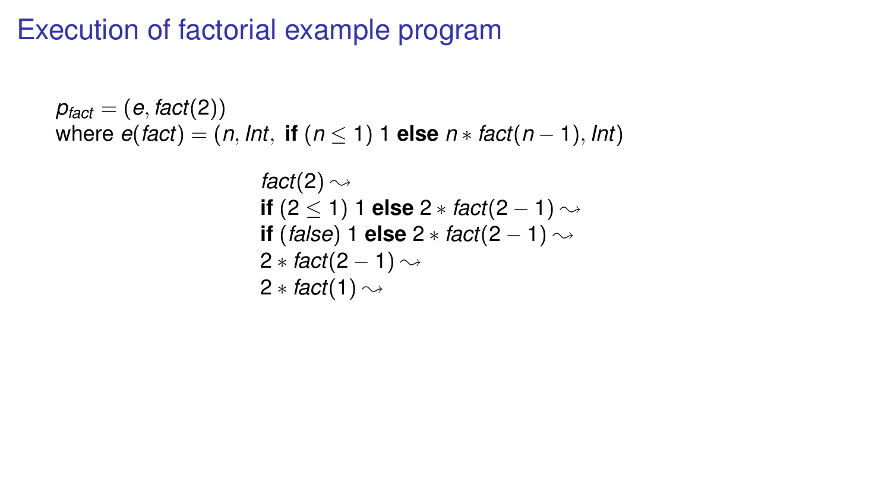# Execution of factorial example program

$p_{fact} = (e, fact(2))$
where $e(fact) = (n, Int,\ \textbf{if}\ (n \leq 1)\ 1\ \textbf{else}\ n * fact(n-1), Int)$

$$
\begin{array}{l}
fact(2) \rightsquigarrow \\
\textbf{if}\ (2 \leq 1)\ 1\ \textbf{else}\ 2 * fact(2-1) \rightsquigarrow \\
\textbf{if}\ (false)\ 1\ \textbf{else}\ 2 * fact(2-1) \rightsquigarrow \\
2 * fact(2-1) \rightsquigarrow \\
2 * fact(1) \rightsquigarrow
\end{array}
$$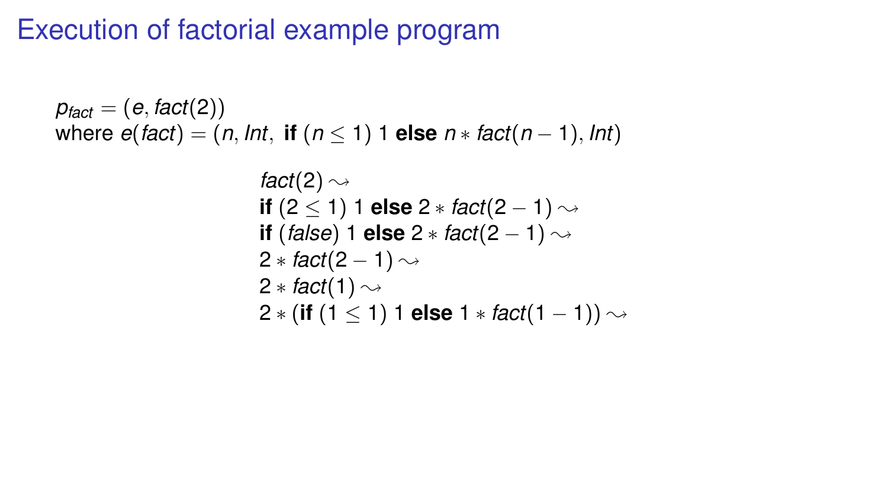# Execution of factorial example program

$p_{fact} = (e, fact(2))$
where $e(fact) = (n, Int,\ \textbf{if}\ (n \leq 1)\ 1\ \textbf{else}\ n * fact(n-1), Int)$

$$
\begin{array}{l}
fact(2) \leadsto \\
\textbf{if}\ (2 \leq 1)\ 1\ \textbf{else}\ 2 * fact(2-1) \leadsto \\
\textbf{if}\ (false)\ 1\ \textbf{else}\ 2 * fact(2-1) \leadsto \\
2 * fact(2-1) \leadsto \\
2 * fact(1) \leadsto \\
2 * (\textbf{if}\ (1 \leq 1)\ 1\ \textbf{else}\ 1 * fact(1-1)) \leadsto
\end{array}
$$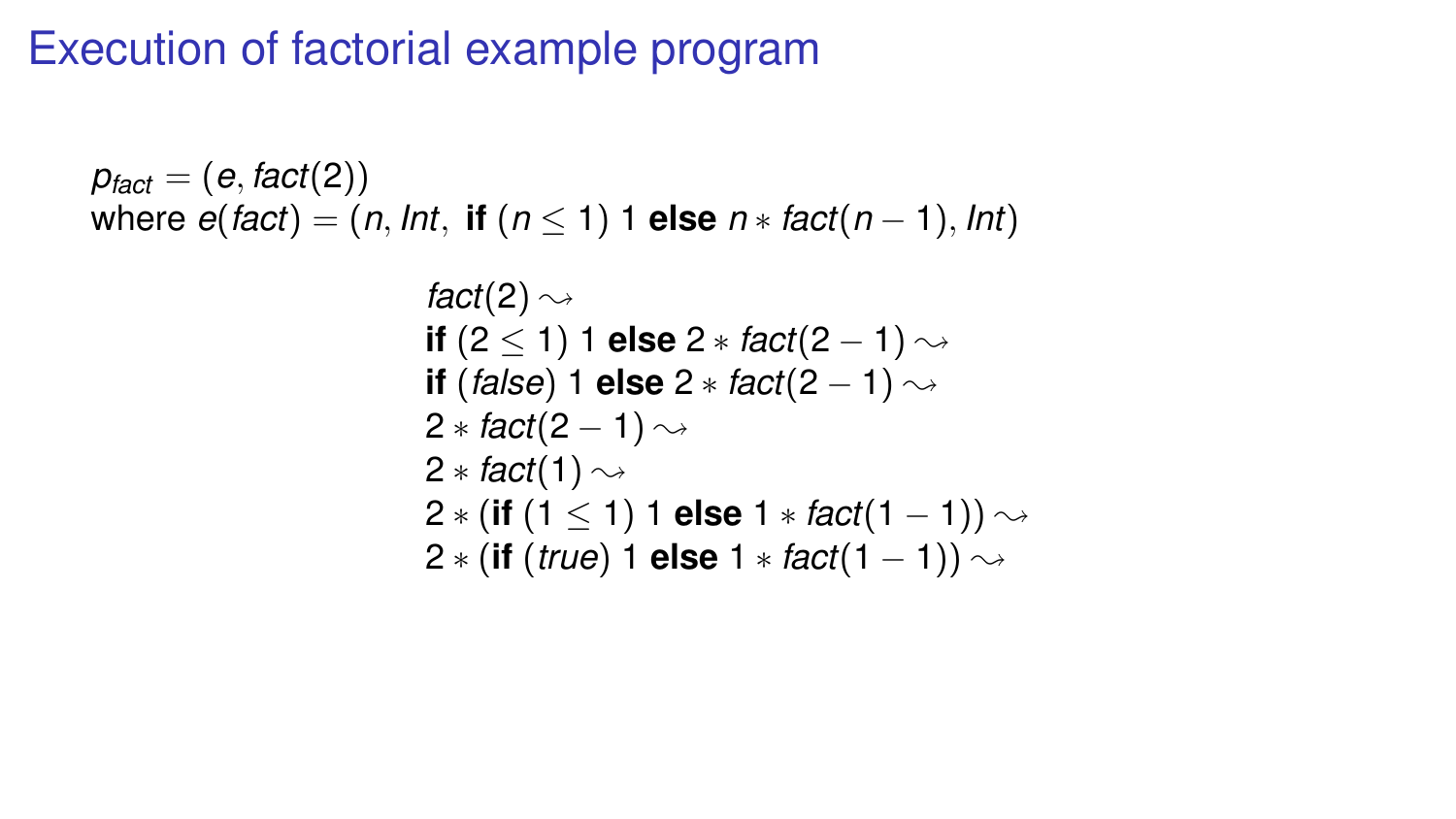# Execution of factorial example program

$p_{fact} = (e, fact(2))$
where $e(fact) = (n, Int,\ \textbf{if}\ (n \leq 1)\ 1\ \textbf{else}\ n * fact(n-1), Int)$

$$
\begin{array}{l}
fact(2) \leadsto \\
\textbf{if}\ (2 \leq 1)\ 1\ \textbf{else}\ 2 * fact(2-1) \leadsto \\
\textbf{if}\ (\mathit{false})\ 1\ \textbf{else}\ 2 * fact(2-1) \leadsto \\
2 * fact(2-1) \leadsto \\
2 * fact(1) \leadsto \\
2 * (\textbf{if}\ (1 \leq 1)\ 1\ \textbf{else}\ 1 * fact(1-1)) \leadsto \\
2 * (\textbf{if}\ (\mathit{true})\ 1\ \textbf{else}\ 1 * fact(1-1)) \leadsto
\end{array}
$$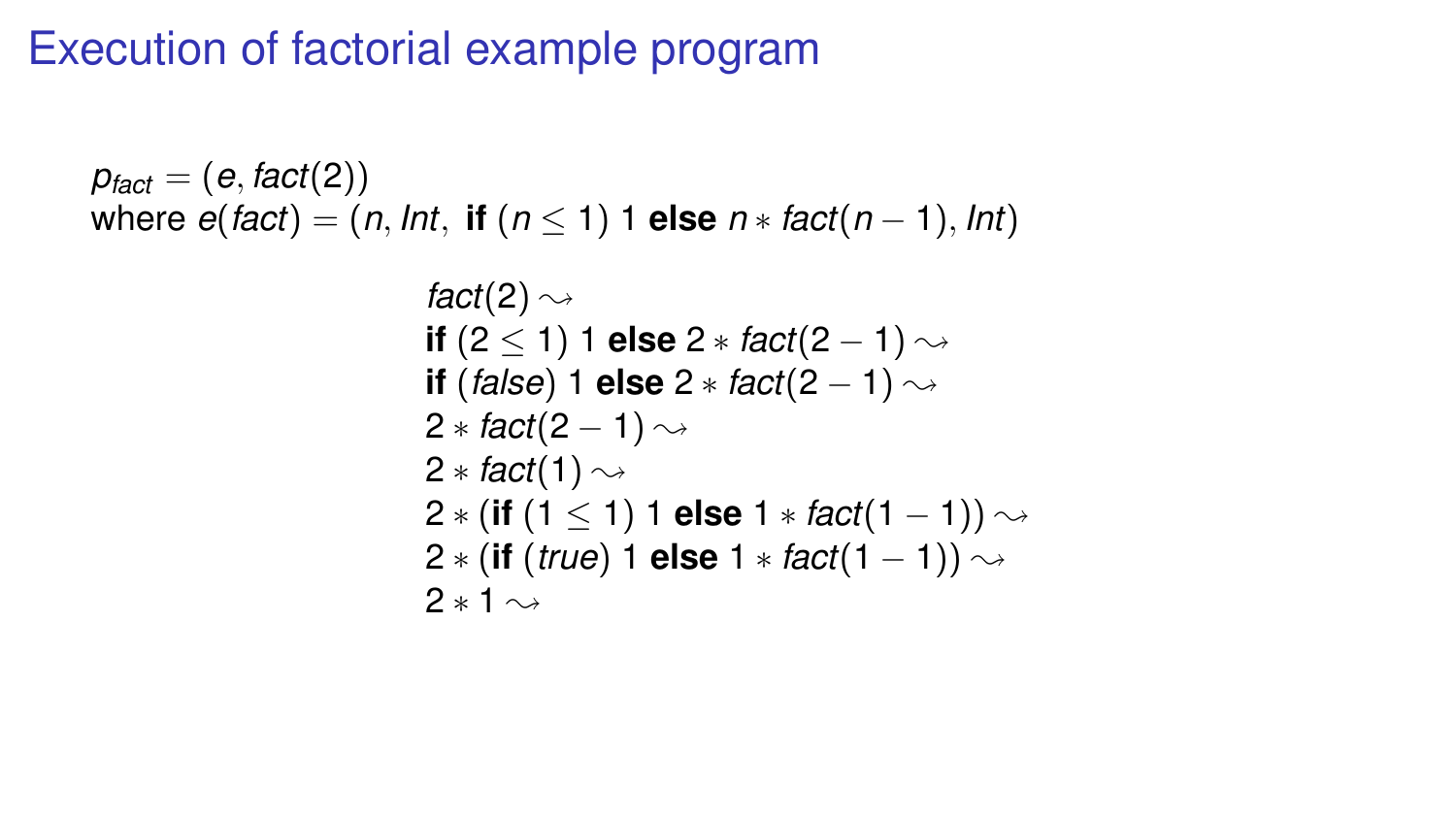# Execution of factorial example program

$p_{fact} = (e, fact(2))$
where $e(fact) = (n, Int,\ \textbf{if}\ (n \leq 1)\ 1\ \textbf{else}\ n * fact(n-1), Int)$

$$
\begin{array}{l}
fact(2) \leadsto \\
\textbf{if}\ (2 \leq 1)\ 1\ \textbf{else}\ 2 * fact(2-1) \leadsto \\
\textbf{if}\ (false)\ 1\ \textbf{else}\ 2 * fact(2-1) \leadsto \\
2 * fact(2-1) \leadsto \\
2 * fact(1) \leadsto \\
2 * (\textbf{if}\ (1 \leq 1)\ 1\ \textbf{else}\ 1 * fact(1-1)) \leadsto \\
2 * (\textbf{if}\ (true)\ 1\ \textbf{else}\ 1 * fact(1-1)) \leadsto \\
2 * 1 \leadsto
\end{array}
$$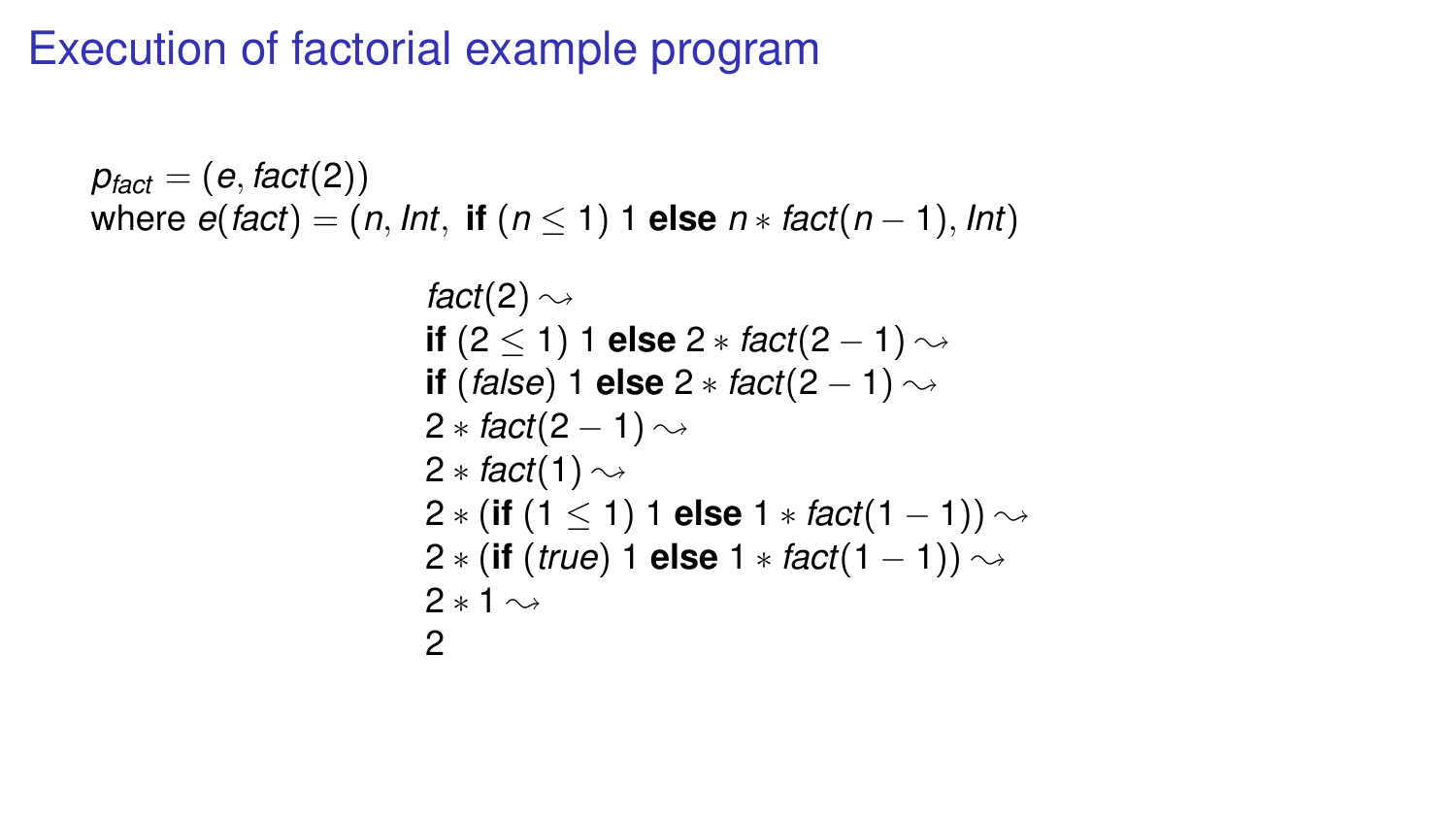# Execution of factorial example program

$p_{fact} = (e, fact(2))$
where $e(fact) = (n, Int,\ \textbf{if}\ (n \leq 1)\ 1\ \textbf{else}\ n * fact(n-1), Int)$

$$
\begin{array}{l}
fact(2) \leadsto \\
\textbf{if}\ (2 \leq 1)\ 1\ \textbf{else}\ 2 * fact(2-1) \leadsto \\
\textbf{if}\ (false)\ 1\ \textbf{else}\ 2 * fact(2-1) \leadsto \\
2 * fact(2-1) \leadsto \\
2 * fact(1) \leadsto \\
2 * (\textbf{if}\ (1 \leq 1)\ 1\ \textbf{else}\ 1 * fact(1-1)) \leadsto \\
2 * (\textbf{if}\ (true)\ 1\ \textbf{else}\ 1 * fact(1-1)) \leadsto \\
2 * 1 \leadsto \\
2
\end{array}
$$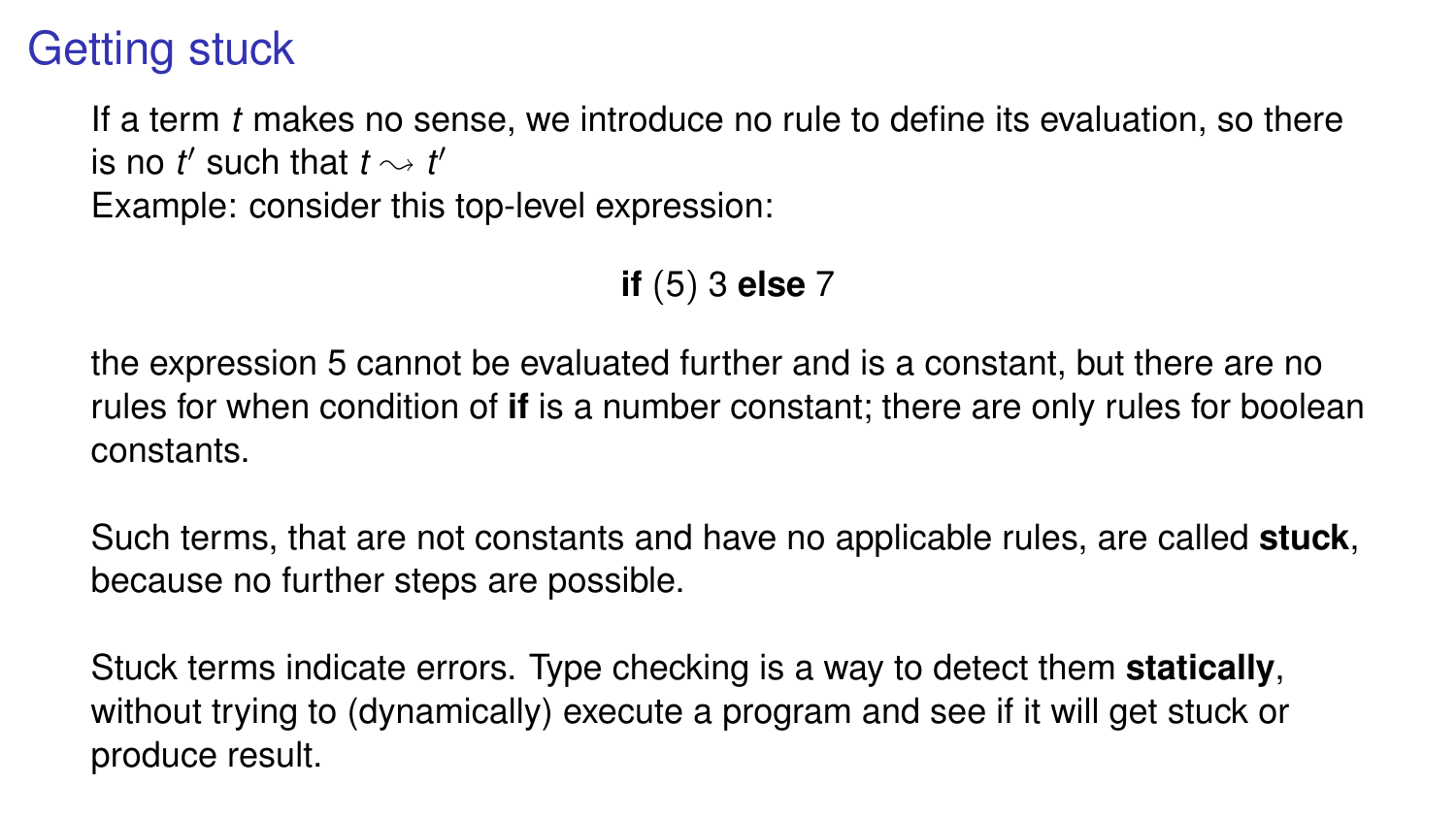# Getting stuck

If a term $t$ makes no sense, we introduce no rule to define its evaluation, so there is no $t'$ such that $t \rightsquigarrow t'$

Example: consider this top-level expression:

$$\textbf{if}\ (5)\ 3\ \textbf{else}\ 7$$

the expression 5 cannot be evaluated further and is a constant, but there are no rules for when condition of **if** is a number constant; there are only rules for boolean constants.

Such terms, that are not constants and have no applicable rules, are called **stuck**, because no further steps are possible.

Stuck terms indicate errors. Type checking is a way to detect them **statically**, without trying to (dynamically) execute a program and see if it will get stuck or produce result.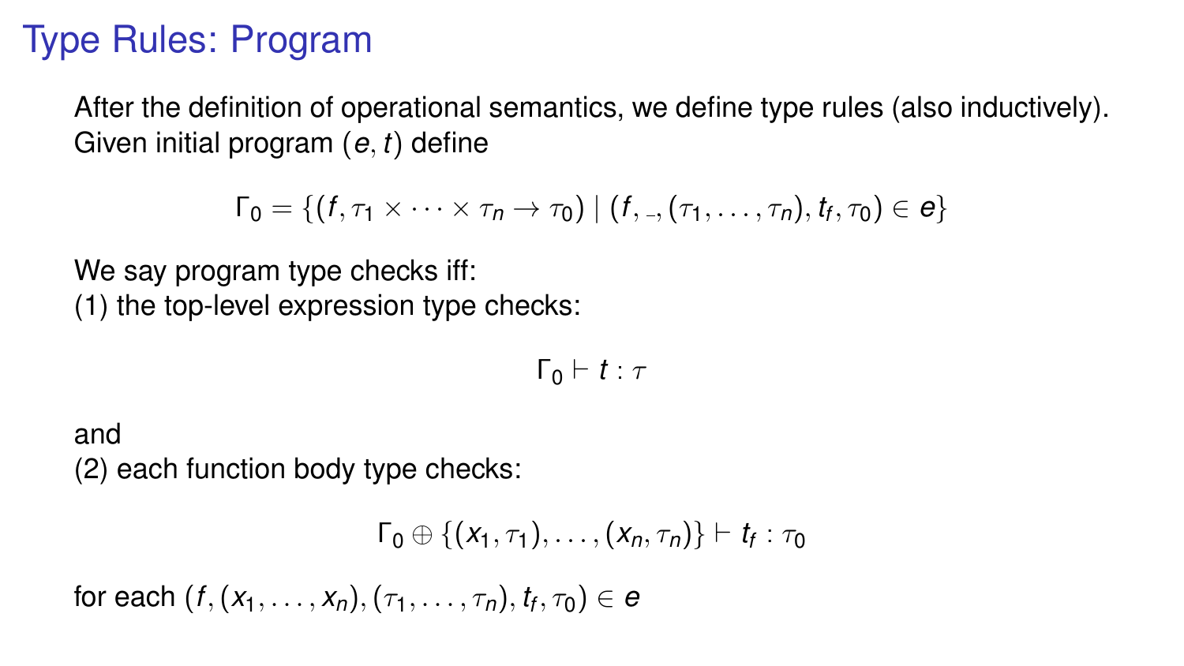# Type Rules: Program

After the definition of operational semantics, we define type rules (also inductively). Given initial program $(e, t)$ define

$$\Gamma_0 = \{(f, \tau_1 \times \cdots \times \tau_n \to \tau_0) \mid (f, \_, (\tau_1, \ldots, \tau_n), t_f, \tau_0) \in e\}$$

We say program type checks iff:
(1) the top-level expression type checks:

$$\Gamma_0 \vdash t : \tau$$

and
(2) each function body type checks:

$$\Gamma_0 \oplus \{(x_1, \tau_1), \ldots, (x_n, \tau_n)\} \vdash t_f : \tau_0$$

for each $(f, (x_1, \ldots, x_n), (\tau_1, \ldots, \tau_n), t_f, \tau_0) \in e$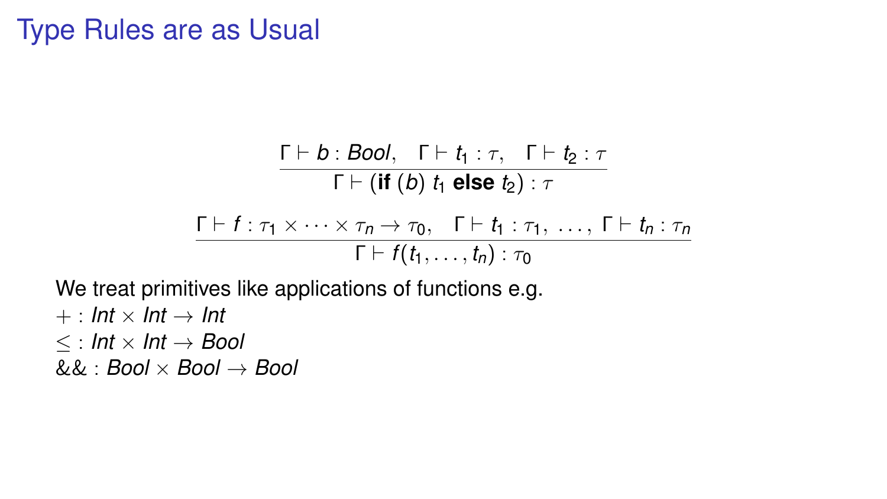# Type Rules are as Usual

$$\frac{\Gamma \vdash b : \mathit{Bool}, \quad \Gamma \vdash t_1 : \tau, \quad \Gamma \vdash t_2 : \tau}{\Gamma \vdash (\textbf{if}\ (b)\ t_1\ \textbf{else}\ t_2) : \tau}$$

$$\frac{\Gamma \vdash f : \tau_1 \times \cdots \times \tau_n \to \tau_0, \quad \Gamma \vdash t_1 : \tau_1,\ \ldots,\ \Gamma \vdash t_n : \tau_n}{\Gamma \vdash f(t_1, \ldots, t_n) : \tau_0}$$

We treat primitives like applications of functions e.g.

$+ : \mathit{Int} \times \mathit{Int} \to \mathit{Int}$

$\leq : \mathit{Int} \times \mathit{Int} \to \mathit{Bool}$

$\&\& : \mathit{Bool} \times \mathit{Bool} \to \mathit{Bool}$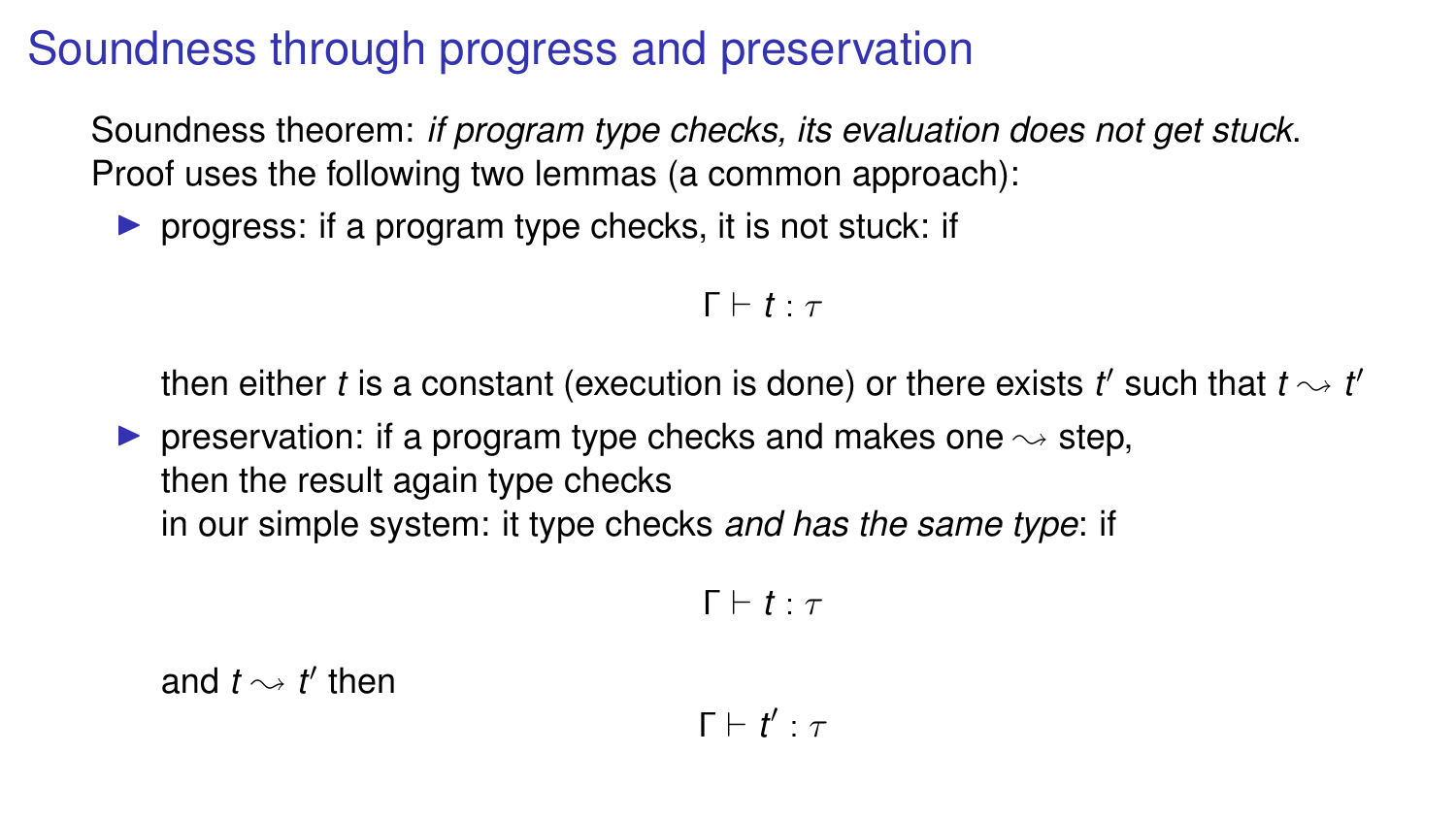# Soundness through progress and preservation

Soundness theorem: *if program type checks, its evaluation does not get stuck*.
Proof uses the following two lemmas (a common approach):

- progress: if a program type checks, it is not stuck: if

  $$\Gamma \vdash t : \tau$$

  then either $t$ is a constant (execution is done) or there exists $t'$ such that $t \rightsquigarrow t'$

- preservation: if a program type checks and makes one $\rightsquigarrow$ step,
  then the result again type checks
  in our simple system: it type checks *and has the same type*: if

  $$\Gamma \vdash t : \tau$$

  and $t \rightsquigarrow t'$ then

  $$\Gamma \vdash t' : \tau$$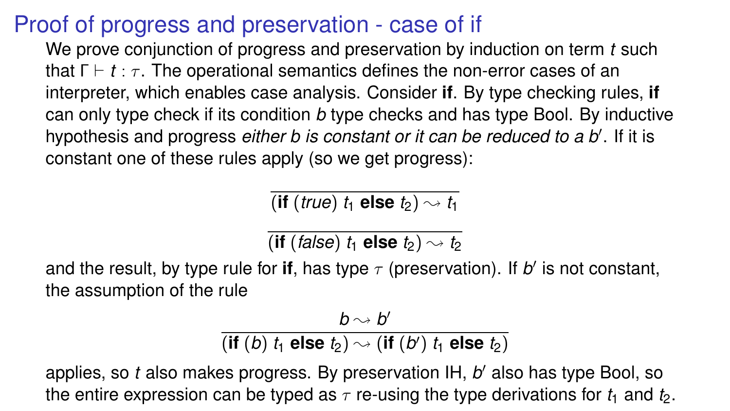# Proof of progress and preservation - case of if

We prove conjunction of progress and preservation by induction on term $t$ such that $\Gamma \vdash t : \tau$. The operational semantics defines the non-error cases of an interpreter, which enables case analysis. Consider **if**. By type checking rules, **if** can only type check if its condition $b$ type checks and has type Bool. By inductive hypothesis and progress *either b is constant or it can be reduced to a* $b'$. If it is constant one of these rules apply (so we get progress):

$$\frac{}{(\textbf{if}\ (\mathit{true})\ t_1\ \textbf{else}\ t_2) \leadsto t_1}$$

$$\frac{}{(\textbf{if}\ (\mathit{false})\ t_1\ \textbf{else}\ t_2) \leadsto t_2}$$

and the result, by type rule for **if**, has type $\tau$ (preservation). If $b'$ is not constant, the assumption of the rule

$$\frac{b \leadsto b'}{(\textbf{if}\ (b)\ t_1\ \textbf{else}\ t_2) \leadsto (\textbf{if}\ (b')\ t_1\ \textbf{else}\ t_2)}$$

applies, so $t$ also makes progress. By preservation IH, $b'$ also has type Bool, so the entire expression can be typed as $\tau$ re-using the type derivations for $t_1$ and $t_2$.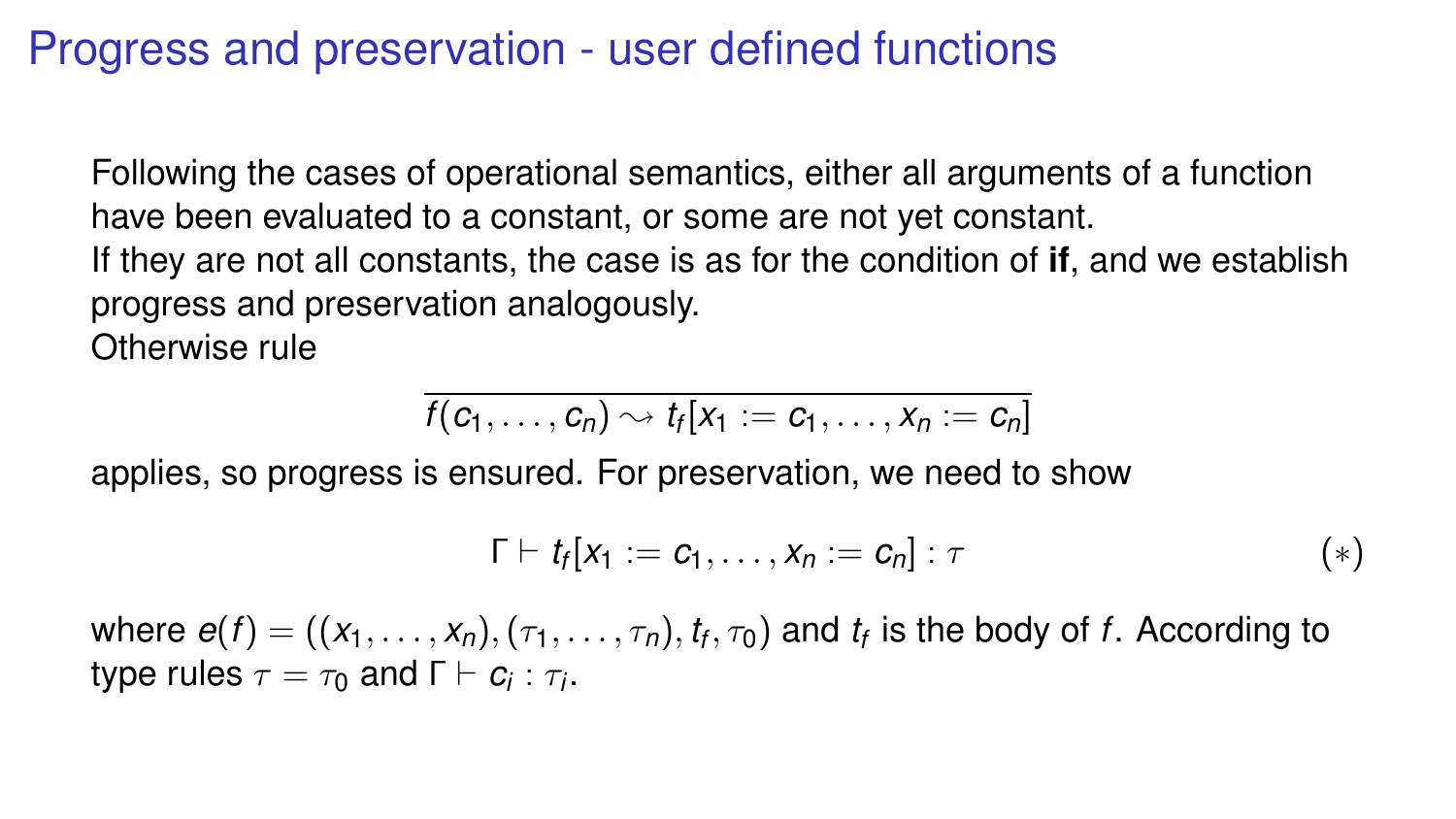# Progress and preservation - user defined functions

Following the cases of operational semantics, either all arguments of a function have been evaluated to a constant, or some are not yet constant.
If they are not all constants, the case is as for the condition of **if**, and we establish progress and preservation analogously.
Otherwise rule

$$\frac{}{f(c_1, \ldots, c_n) \rightsquigarrow t_f[x_1 := c_1, \ldots, x_n := c_n]}$$

applies, so progress is ensured. For preservation, we need to show

$$\Gamma \vdash t_f[x_1 := c_1, \ldots, x_n := c_n] : \tau \qquad (*)$$

where $e(f) = ((x_1, \ldots, x_n), (\tau_1, \ldots, \tau_n), t_f, \tau_0)$ and $t_f$ is the body of $f$. According to type rules $\tau = \tau_0$ and $\Gamma \vdash c_i : \tau_i$.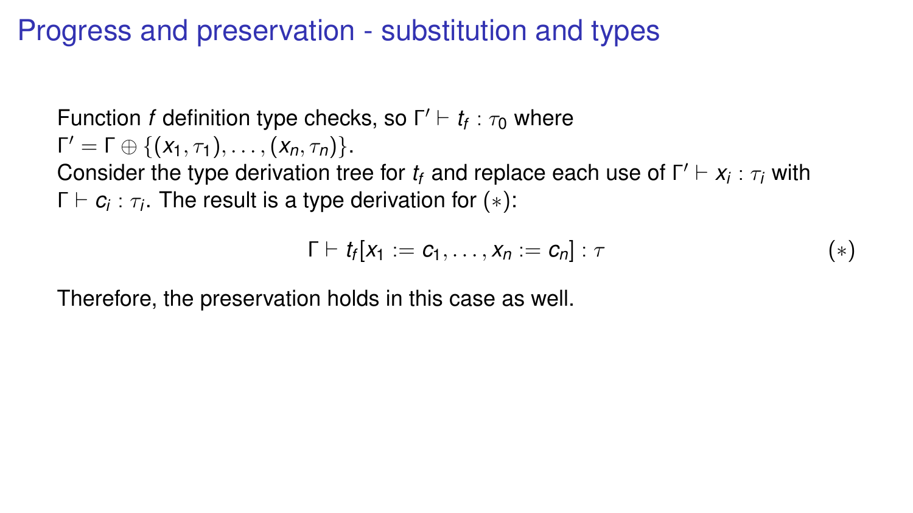# Progress and preservation - substitution and types

Function $f$ definition type checks, so $\Gamma' \vdash t_f : \tau_0$ where $\Gamma' = \Gamma \oplus \{(x_1, \tau_1), \ldots, (x_n, \tau_n)\}$.
Consider the type derivation tree for $t_f$ and replace each use of $\Gamma' \vdash x_i : \tau_i$ with $\Gamma \vdash c_i : \tau_i$. The result is a type derivation for $(*)$:

$$\Gamma \vdash t_f[x_1 := c_1, \ldots, x_n := c_n] : \tau \qquad (*)$$

Therefore, the preservation holds in this case as well.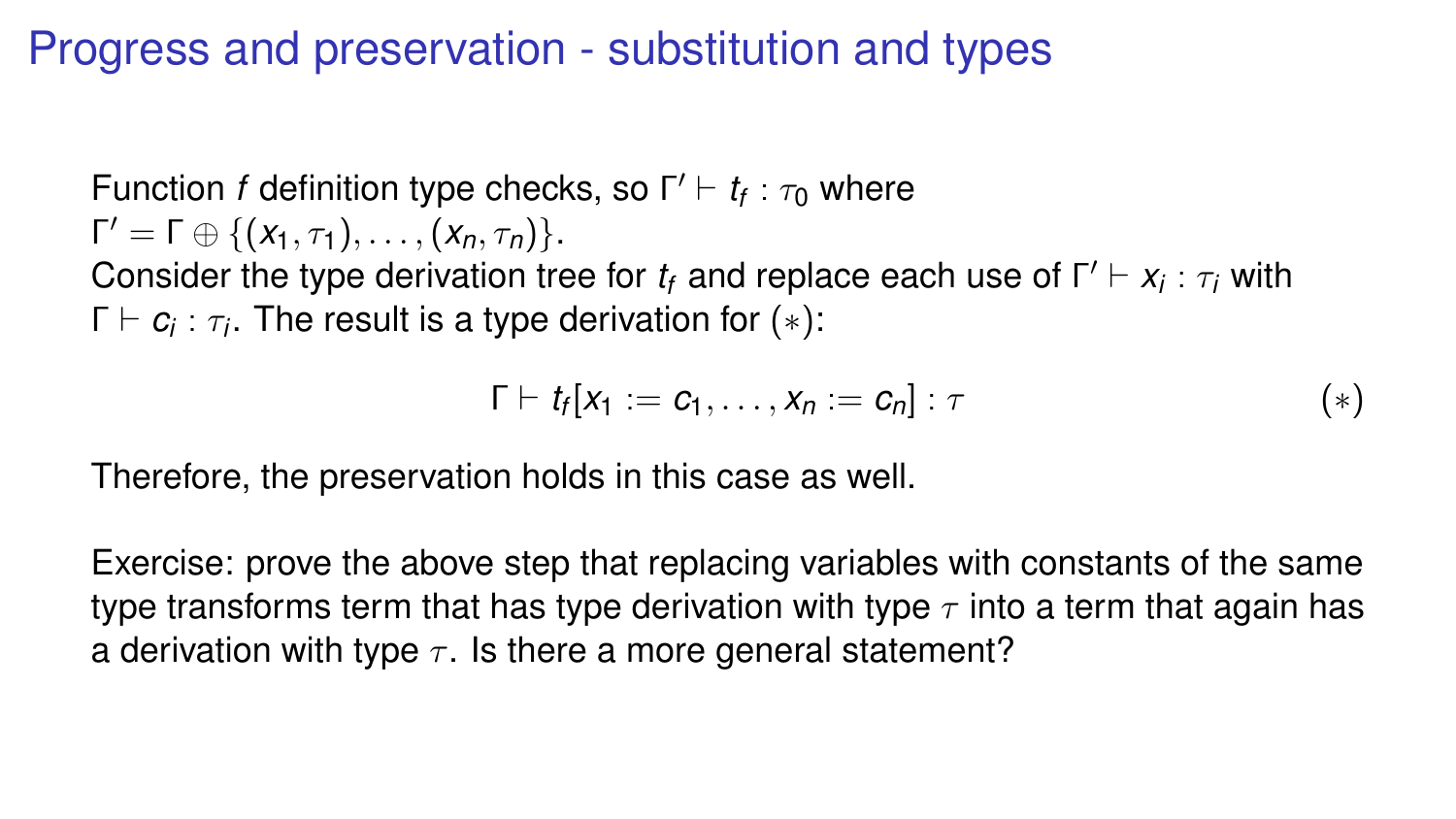# Progress and preservation - substitution and types

Function $f$ definition type checks, so $\Gamma' \vdash t_f : \tau_0$ where $\Gamma' = \Gamma \oplus \{(x_1, \tau_1), \ldots, (x_n, \tau_n)\}$.
Consider the type derivation tree for $t_f$ and replace each use of $\Gamma' \vdash x_i : \tau_i$ with $\Gamma \vdash c_i : \tau_i$. The result is a type derivation for $(*)$:

$$\Gamma \vdash t_f[x_1 := c_1, \ldots, x_n := c_n] : \tau \qquad (*)$$

Therefore, the preservation holds in this case as well.

Exercise: prove the above step that replacing variables with constants of the same type transforms term that has type derivation with type $\tau$ into a term that again has a derivation with type $\tau$. Is there a more general statement?